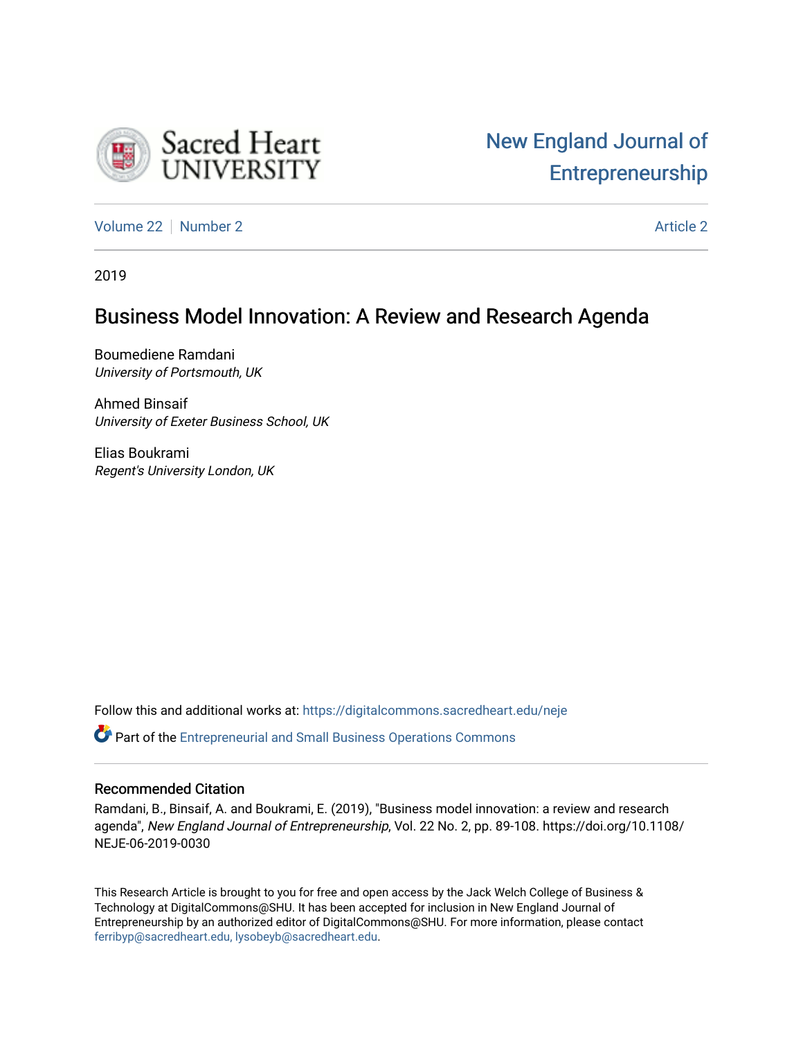Sacred Heart UNIVERSITY

New England Journal of Entrepreneurship

Volume 22 | Number 2 — Article 2

2019

# Business Model Innovation: A Review and Research Agenda

Boumediene Ramdani
*University of Portsmouth, UK*

Ahmed Binsaif
*University of Exeter Business School, UK*

Elias Boukrami
*Regent's University London, UK*

Follow this and additional works at: https://digitalcommons.sacredheart.edu/neje

Part of the Entrepreneurial and Small Business Operations Commons

## Recommended Citation

Ramdani, B., Binsaif, A. and Boukrami, E. (2019), "Business model innovation: a review and research agenda", *New England Journal of Entrepreneurship*, Vol. 22 No. 2, pp. 89-108. https://doi.org/10.1108/NEJE-06-2019-0030

This Research Article is brought to you for free and open access by the Jack Welch College of Business & Technology at DigitalCommons@SHU. It has been accepted for inclusion in New England Journal of Entrepreneurship by an authorized editor of DigitalCommons@SHU. For more information, please contact ferribyp@sacredheart.edu, lysobeyb@sacredheart.edu.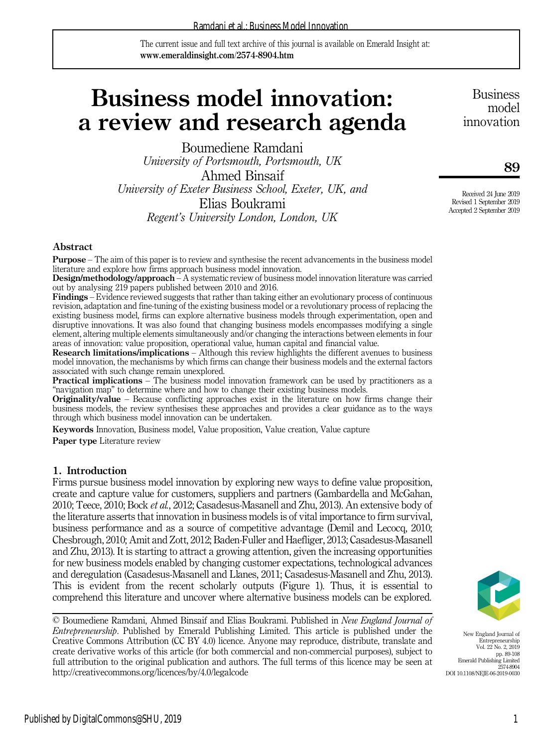# Business model innovation: a review and research agenda

Boumediene Ramdani
*University of Portsmouth, Portsmouth, UK*
Ahmed Binsaif
*University of Exeter Business School, Exeter, UK, and*
Elias Boukrami
*Regent's University London, London, UK*

Received 24 June 2019
Revised 1 September 2019
Accepted 2 September 2019

## Abstract

**Purpose** – The aim of this paper is to review and synthesise the recent advancements in the business model literature and explore how firms approach business model innovation.

**Design/methodology/approach** – A systematic review of business model innovation literature was carried out by analysing 219 papers published between 2010 and 2016.

**Findings** – Evidence reviewed suggests that rather than taking either an evolutionary process of continuous revision, adaptation and fine-tuning of the existing business model or a revolutionary process of replacing the existing business model, firms can explore alternative business models through experimentation, open and disruptive innovations. It was also found that changing business models encompasses modifying a single element, altering multiple elements simultaneously and/or changing the interactions between elements in four areas of innovation: value proposition, operational value, human capital and financial value.

**Research limitations/implications** – Although this review highlights the different avenues to business model innovation, the mechanisms by which firms can change their business models and the external factors associated with such change remain unexplored.

**Practical implications** – The business model innovation framework can be used by practitioners as a "navigation map" to determine where and how to change their existing business models.

**Originality/value** – Because conflicting approaches exist in the literature on how firms change their business models, the review synthesises these approaches and provides a clear guidance as to the ways through which business model innovation can be undertaken.

**Keywords** Innovation, Business model, Value proposition, Value creation, Value capture

**Paper type** Literature review

## 1. Introduction

Firms pursue business model innovation by exploring new ways to define value proposition, create and capture value for customers, suppliers and partners (Gambardella and McGahan, 2010; Teece, 2010; Bock *et al.*, 2012; Casadesus-Masanell and Zhu, 2013). An extensive body of the literature asserts that innovation in business models is of vital importance to firm survival, business performance and as a source of competitive advantage (Demil and Lecocq, 2010; Chesbrough, 2010; Amit and Zott, 2012; Baden-Fuller and Haefliger, 2013; Casadesus-Masanell and Zhu, 2013). It is starting to attract a growing attention, given the increasing opportunities for new business models enabled by changing customer expectations, technological advances and deregulation (Casadesus-Masanell and Llanes, 2011; Casadesus-Masanell and Zhu, 2013). This is evident from the recent scholarly outputs (Figure 1). Thus, it is essential to comprehend this literature and uncover where alternative business models can be explored.

© Boumediene Ramdani, Ahmed Binsaif and Elias Boukrami. Published in *New England Journal of Entrepreneurship*. Published by Emerald Publishing Limited. This article is published under the Creative Commons Attribution (CC BY 4.0) licence. Anyone may reproduce, distribute, translate and create derivative works of this article (for both commercial and non-commercial purposes), subject to full attribution to the original publication and authors. The full terms of this licence may be seen at http://creativecommons.org/licences/by/4.0/legalcode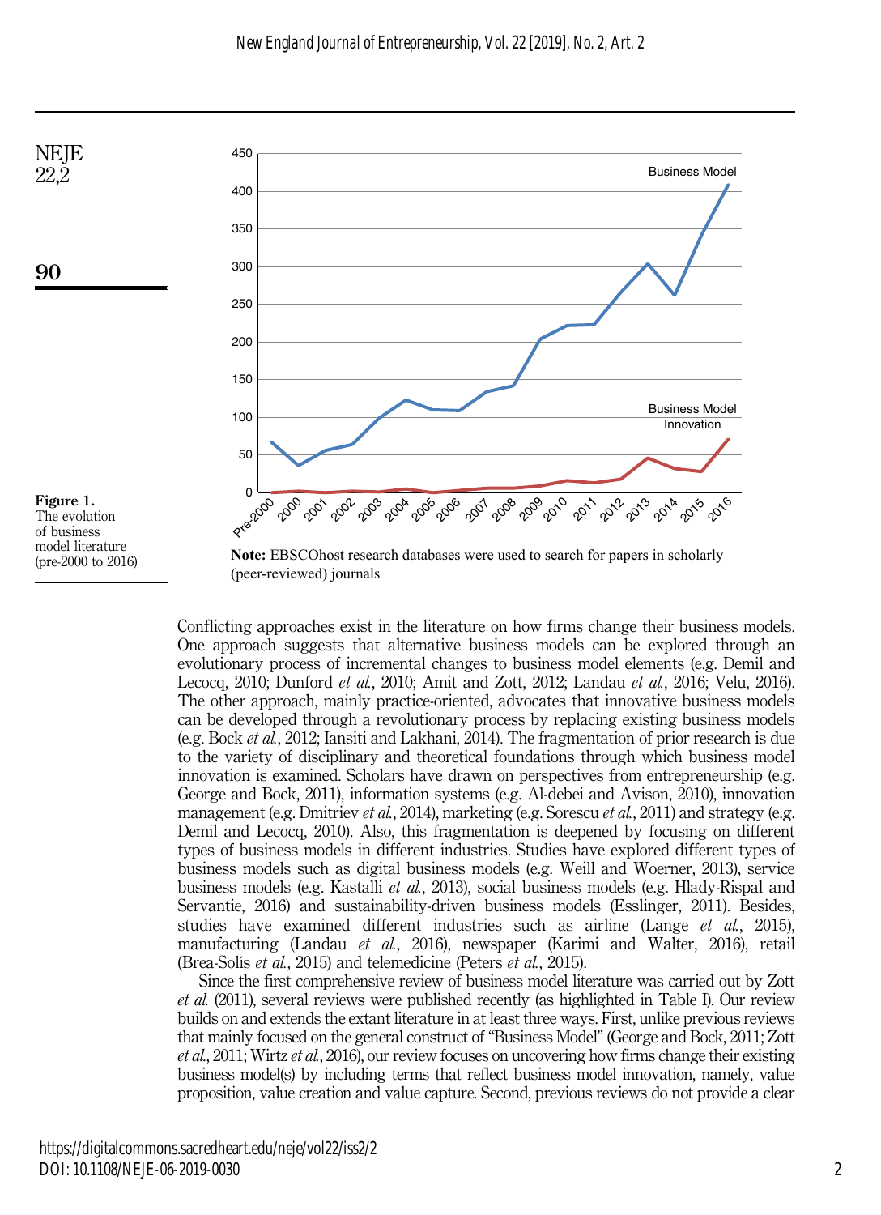Figure 1. The evolution of business model literature (pre-2000 to 2016)

**Note:** EBSCOhost research databases were used to search for papers in scholarly (peer-reviewed) journals

Conflicting approaches exist in the literature on how firms change their business models. One approach suggests that alternative business models can be explored through an evolutionary process of incremental changes to business model elements (e.g. Demil and Lecocq, 2010; Dunford *et al.*, 2010; Amit and Zott, 2012; Landau *et al.*, 2016; Velu, 2016). The other approach, mainly practice-oriented, advocates that innovative business models can be developed through a revolutionary process by replacing existing business models (e.g. Bock *et al.*, 2012; Iansiti and Lakhani, 2014). The fragmentation of prior research is due to the variety of disciplinary and theoretical foundations through which business model innovation is examined. Scholars have drawn on perspectives from entrepreneurship (e.g. George and Bock, 2011), information systems (e.g. Al-debei and Avison, 2010), innovation management (e.g. Dmitriev *et al.*, 2014), marketing (e.g. Sorescu *et al.*, 2011) and strategy (e.g. Demil and Lecocq, 2010). Also, this fragmentation is deepened by focusing on different types of business models in different industries. Studies have explored different types of business models such as digital business models (e.g. Weill and Woerner, 2013), service business models (e.g. Kastalli *et al.*, 2013), social business models (e.g. Hlady-Rispal and Servantie, 2016) and sustainability-driven business models (Esslinger, 2011). Besides, studies have examined different industries such as airline (Lange *et al.*, 2015), manufacturing (Landau *et al.*, 2016), newspaper (Karimi and Walter, 2016), retail (Brea-Solís *et al.*, 2015) and telemedicine (Peters *et al.*, 2015).

Since the first comprehensive review of business model literature was carried out by Zott *et al.* (2011), several reviews were published recently (as highlighted in Table I). Our review builds on and extends the extant literature in at least three ways. First, unlike previous reviews that mainly focused on the general construct of "Business Model" (George and Bock, 2011; Zott *et al.*, 2011; Wirtz *et al.*, 2016), our review focuses on uncovering how firms change their existing business model(s) by including terms that reflect business model innovation, namely, value proposition, value creation and value capture. Second, previous reviews do not provide a clear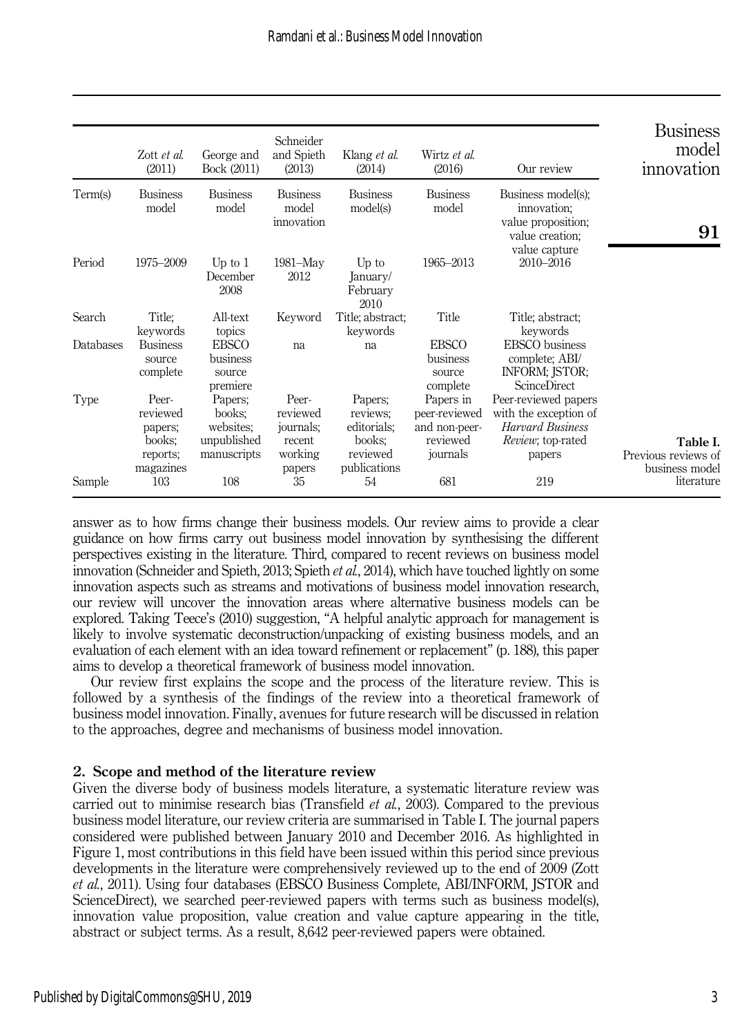Table I. Previous reviews of business model literature

| | Zott *et al.* (2011) | George and Bock (2011) | Schneider and Spieth (2013) | Klang *et al.* (2014) | Wirtz *et al.* (2016) | Our review |
|---|---|---|---|---|---|---|
| Term(s) | Business model | Business model | Business model innovation | Business model(s) | Business model | Business model(s); innovation; value proposition; value creation; value capture |
| Period | 1975–2009 | Up to 1 December 2008 | 1981–May 2012 | Up to January/February 2010 | 1965–2013 | 2010–2016 |
| Search | Title; keywords | All-text topics | Keyword | Title; abstract; keywords | Title | Title; abstract; keywords |
| Databases | Business source complete | EBSCO business source premiere | na | na | EBSCO business source complete | EBSCO business complete; ABI/INFORM; JSTOR; ScinceDirect |
| Type | Peer-reviewed papers; books; reports; magazines | Papers; books; websites; unpublished manuscripts | Peer-reviewed journals; recent working papers | Papers; reviews; editorials; books; reviewed publications | Papers in peer-reviewed and non-peer-reviewed journals | Peer-reviewed papers with the exception of *Harvard Business Review*; top-rated papers |
| Sample | 103 | 108 | 35 | 54 | 681 | 219 |

answer as to how firms change their business models. Our review aims to provide a clear guidance on how firms carry out business model innovation by synthesising the different perspectives existing in the literature. Third, compared to recent reviews on business model innovation (Schneider and Spieth, 2013; Spieth *et al.*, 2014), which have touched lightly on some innovation aspects such as streams and motivations of business model innovation research, our review will uncover the innovation areas where alternative business models can be explored. Taking Teece's (2010) suggestion, "A helpful analytic approach for management is likely to involve systematic deconstruction/unpacking of existing business models, and an evaluation of each element with an idea toward refinement or replacement" (p. 188), this paper aims to develop a theoretical framework of business model innovation.

Our review first explains the scope and the process of the literature review. This is followed by a synthesis of the findings of the review into a theoretical framework of business model innovation. Finally, avenues for future research will be discussed in relation to the approaches, degree and mechanisms of business model innovation.

## 2. Scope and method of the literature review

Given the diverse body of business models literature, a systematic literature review was carried out to minimise research bias (Transfield *et al.*, 2003). Compared to the previous business model literature, our review criteria are summarised in Table I. The journal papers considered were published between January 2010 and December 2016. As highlighted in Figure 1, most contributions in this field have been issued within this period since previous developments in the literature were comprehensively reviewed up to the end of 2009 (Zott *et al.*, 2011). Using four databases (EBSCO Business Complete, ABI/INFORM, JSTOR and ScienceDirect), we searched peer-reviewed papers with terms such as business model(s), innovation value proposition, value creation and value capture appearing in the title, abstract or subject terms. As a result, 8,642 peer-reviewed papers were obtained.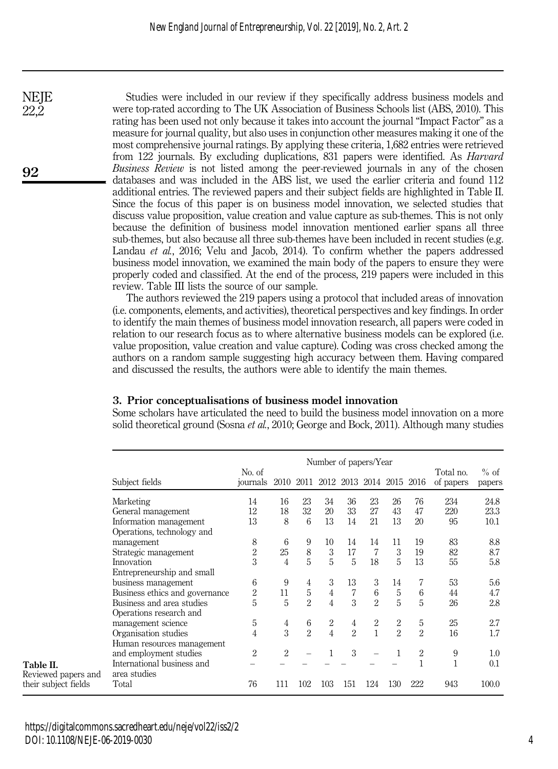Studies were included in our review if they specifically address business models and were top-rated according to The UK Association of Business Schools list (ABS, 2010). This rating has been used not only because it takes into account the journal "Impact Factor" as a measure for journal quality, but also uses in conjunction other measures making it one of the most comprehensive journal ratings. By applying these criteria, 1,682 entries were retrieved from 122 journals. By excluding duplications, 831 papers were identified. As *Harvard Business Review* is not listed among the peer-reviewed journals in any of the chosen databases and was included in the ABS list, we used the earlier criteria and found 112 additional entries. The reviewed papers and their subject fields are highlighted in Table II. Since the focus of this paper is on business model innovation, we selected studies that discuss value proposition, value creation and value capture as sub-themes. This is not only because the definition of business model innovation mentioned earlier spans all three sub-themes, but also because all three sub-themes have been included in recent studies (e.g. Landau *et al.*, 2016; Velu and Jacob, 2014). To confirm whether the papers addressed business model innovation, we examined the main body of the papers to ensure they were properly coded and classified. At the end of the process, 219 papers were included in this review. Table III lists the source of our sample.

The authors reviewed the 219 papers using a protocol that included areas of innovation (i.e. components, elements, and activities), theoretical perspectives and key findings. In order to identify the main themes of business model innovation research, all papers were coded in relation to our research focus as to where alternative business models can be explored (i.e. value proposition, value creation and value capture). Coding was cross checked among the authors on a random sample suggesting high accuracy between them. Having compared and discussed the results, the authors were able to identify the main themes.

## 3. Prior conceptualisations of business model innovation

Some scholars have articulated the need to build the business model innovation on a more solid theoretical ground (Sosna *et al.*, 2010; George and Bock, 2011). Although many studies

**Table II.** Reviewed papers and their subject fields

| Subject fields | No. of journals | Number of papers/Year | | | | | | | Total no. of papers | % of papers |
|---|---|---|---|---|---|---|---|---|---|---|
| | | 2010 | 2011 | 2012 | 2013 | 2014 | 2015 | 2016 | | |
| Marketing | 14 | 16 | 23 | 34 | 36 | 23 | 26 | 76 | 234 | 24.8 |
| General management | 12 | 18 | 32 | 20 | 33 | 27 | 43 | 47 | 220 | 23.3 |
| Information management | 13 | 8 | 6 | 13 | 14 | 21 | 13 | 20 | 95 | 10.1 |
| Operations, technology and management | 8 | 6 | 9 | 10 | 14 | 14 | 11 | 19 | 83 | 8.8 |
| Strategic management | 2 | 25 | 8 | 3 | 17 | 7 | 3 | 19 | 82 | 8.7 |
| Innovation | 3 | 4 | 5 | 5 | 5 | 18 | 5 | 13 | 55 | 5.8 |
| Entrepreneurship and small business management | 6 | 9 | 4 | 3 | 13 | 3 | 14 | 7 | 53 | 5.6 |
| Business ethics and governance | 2 | 11 | 5 | 4 | 7 | 6 | 5 | 6 | 44 | 4.7 |
| Business and area studies | 5 | 5 | 2 | 4 | 3 | 2 | 5 | 5 | 26 | 2.8 |
| Operations research and management science | 5 | 4 | 6 | 2 | 4 | 2 | 2 | 5 | 25 | 2.7 |
| Organisation studies | 4 | 3 | 2 | 4 | 2 | 1 | 2 | 2 | 16 | 1.7 |
| Human resources management and employment studies | 2 | 2 | – | 1 | 3 | – | 1 | 2 | 9 | 1.0 |
| International business and area studies | – | – | – | – | – | – | – | 1 | 1 | 0.1 |
| Total | 76 | 111 | 102 | 103 | 151 | 124 | 130 | 222 | 943 | 100.0 |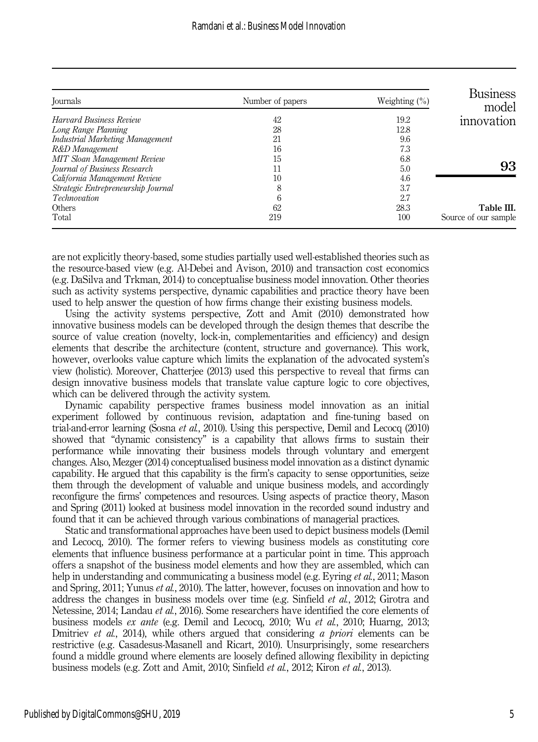| Journals | Number of papers | Weighting (%) |
|---|---|---|
| *Harvard Business Review* | 42 | 19.2 |
| *Long Range Planning* | 28 | 12.8 |
| *Industrial Marketing Management* | 21 | 9.6 |
| *R&D Management* | 16 | 7.3 |
| *MIT Sloan Management Review* | 15 | 6.8 |
| *Journal of Business Research* | 11 | 5.0 |
| *California Management Review* | 10 | 4.6 |
| *Strategic Entrepreneurship Journal* | 8 | 3.7 |
| *Technovation* | 6 | 2.7 |
| Others | 62 | 28.3 |
| Total | 219 | 100 |

**Table III.** Source of our sample

are not explicitly theory-based, some studies partially used well-established theories such as the resource-based view (e.g. Al-Debei and Avison, 2010) and transaction cost economics (e.g. DaSilva and Trkman, 2014) to conceptualise business model innovation. Other theories such as activity systems perspective, dynamic capabilities and practice theory have been used to help answer the question of how firms change their existing business models.

Using the activity systems perspective, Zott and Amit (2010) demonstrated how innovative business models can be developed through the design themes that describe the source of value creation (novelty, lock-in, complementarities and efficiency) and design elements that describe the architecture (content, structure and governance). This work, however, overlooks value capture which limits the explanation of the advocated system's view (holistic). Moreover, Chatterjee (2013) used this perspective to reveal that firms can design innovative business models that translate value capture logic to core objectives, which can be delivered through the activity system.

Dynamic capability perspective frames business model innovation as an initial experiment followed by continuous revision, adaptation and fine-tuning based on trial-and-error learning (Sosna *et al.*, 2010). Using this perspective, Demil and Lecocq (2010) showed that "dynamic consistency" is a capability that allows firms to sustain their performance while innovating their business models through voluntary and emergent changes. Also, Mezger (2014) conceptualised business model innovation as a distinct dynamic capability. He argued that this capability is the firm's capacity to sense opportunities, seize them through the development of valuable and unique business models, and accordingly reconfigure the firms' competences and resources. Using aspects of practice theory, Mason and Spring (2011) looked at business model innovation in the recorded sound industry and found that it can be achieved through various combinations of managerial practices.

Static and transformational approaches have been used to depict business models (Demil and Lecocq, 2010). The former refers to viewing business models as constituting core elements that influence business performance at a particular point in time. This approach offers a snapshot of the business model elements and how they are assembled, which can help in understanding and communicating a business model (e.g. Eyring *et al.*, 2011; Mason and Spring, 2011; Yunus *et al.*, 2010). The latter, however, focuses on innovation and how to address the changes in business models over time (e.g. Sinfield *et al.*, 2012; Girotra and Netessine, 2014; Landau *et al.*, 2016). Some researchers have identified the core elements of business models *ex ante* (e.g. Demil and Lecocq, 2010; Wu *et al.*, 2010; Huarng, 2013; Dmitriev *et al.*, 2014), while others argued that considering *a priori* elements can be restrictive (e.g. Casadesus-Masanell and Ricart, 2010). Unsurprisingly, some researchers found a middle ground where elements are loosely defined allowing flexibility in depicting business models (e.g. Zott and Amit, 2010; Sinfield *et al.*, 2012; Kiron *et al.*, 2013).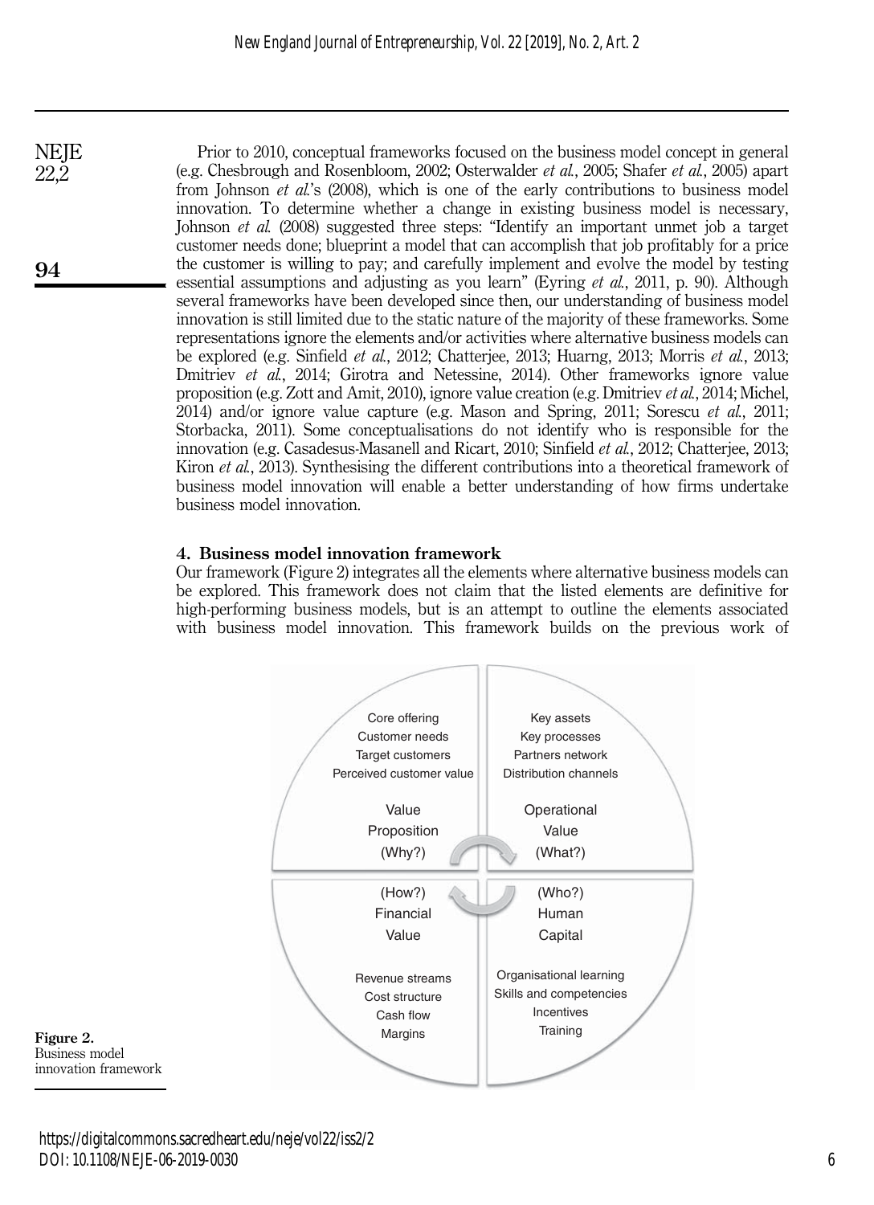Prior to 2010, conceptual frameworks focused on the business model concept in general (e.g. Chesbrough and Rosenbloom, 2002; Osterwalder *et al.*, 2005; Shafer *et al.*, 2005) apart from Johnson *et al.*'s (2008), which is one of the early contributions to business model innovation. To determine whether a change in existing business model is necessary, Johnson *et al.* (2008) suggested three steps: "Identify an important unmet job a target customer needs done; blueprint a model that can accomplish that job profitably for a price the customer is willing to pay; and carefully implement and evolve the model by testing essential assumptions and adjusting as you learn" (Eyring *et al.*, 2011, p. 90). Although several frameworks have been developed since then, our understanding of business model innovation is still limited due to the static nature of the majority of these frameworks. Some representations ignore the elements and/or activities where alternative business models can be explored (e.g. Sinfield *et al.*, 2012; Chatterjee, 2013; Huarng, 2013; Morris *et al.*, 2013; Dmitriev *et al.*, 2014; Girotra and Netessine, 2014). Other frameworks ignore value proposition (e.g. Zott and Amit, 2010), ignore value creation (e.g. Dmitriev *et al.*, 2014; Michel, 2014) and/or ignore value capture (e.g. Mason and Spring, 2011; Sorescu *et al.*, 2011; Storbacka, 2011). Some conceptualisations do not identify who is responsible for the innovation (e.g. Casadesus-Masanell and Ricart, 2010; Sinfield *et al.*, 2012; Chatterjee, 2013; Kiron *et al.*, 2013). Synthesising the different contributions into a theoretical framework of business model innovation will enable a better understanding of how firms undertake business model innovation.

## 4. Business model innovation framework

Our framework (Figure 2) integrates all the elements where alternative business models can be explored. This framework does not claim that the listed elements are definitive for high-performing business models, but is an attempt to outline the elements associated with business model innovation. This framework builds on the previous work of

| Value Proposition (Why?) | Operational Value (What?) |
| --- | --- |
| Core offering | Key assets |
| Customer needs | Key processes |
| Target customers | Partners network |
| Perceived customer value | Distribution channels |
| **Financial Value (How?)** | **Human Capital (Who?)** |
| Revenue streams | Organisational learning |
| Cost structure | Skills and competencies |
| Cash flow | Incentives |
| Margins | Training |

**Figure 2.** Business model innovation framework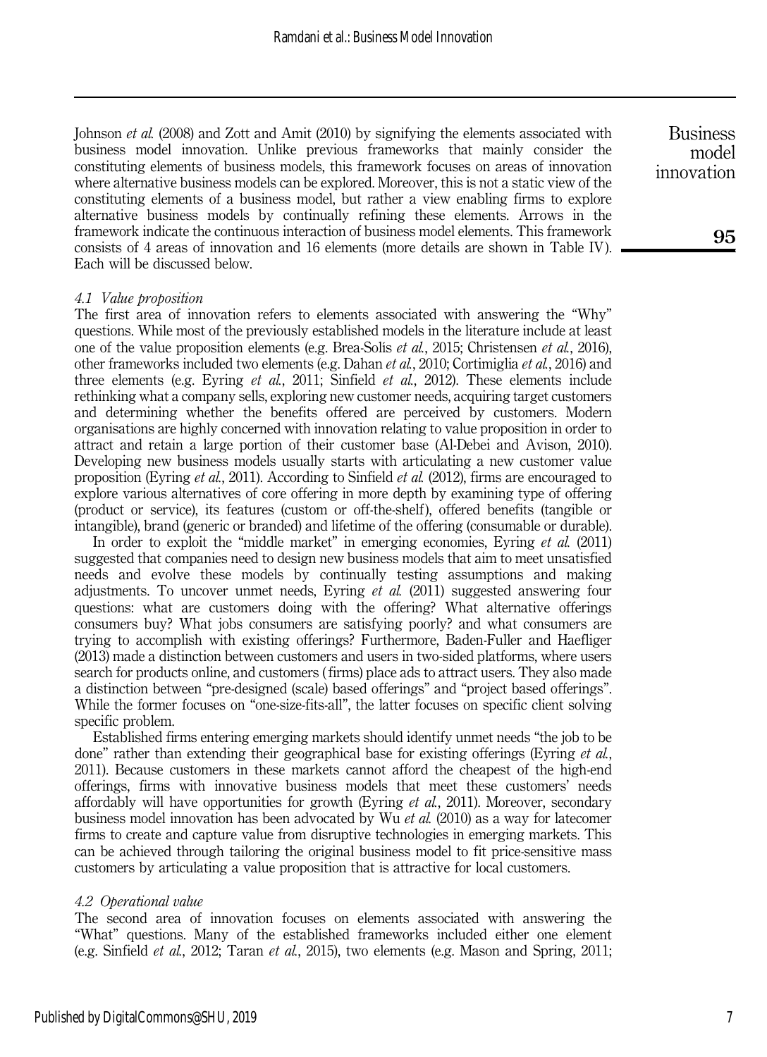Johnson *et al.* (2008) and Zott and Amit (2010) by signifying the elements associated with business model innovation. Unlike previous frameworks that mainly consider the constituting elements of business models, this framework focuses on areas of innovation where alternative business models can be explored. Moreover, this is not a static view of the constituting elements of a business model, but rather a view enabling firms to explore alternative business models by continually refining these elements. Arrows in the framework indicate the continuous interaction of business model elements. This framework consists of 4 areas of innovation and 16 elements (more details are shown in Table IV). Each will be discussed below.

### *4.1 Value proposition*

The first area of innovation refers to elements associated with answering the "Why" questions. While most of the previously established models in the literature include at least one of the value proposition elements (e.g. Brea-Solís *et al.*, 2015; Christensen *et al.*, 2016), other frameworks included two elements (e.g. Dahan *et al.*, 2010; Cortimiglia *et al.*, 2016) and three elements (e.g. Eyring *et al.*, 2011; Sinfield *et al.*, 2012). These elements include rethinking what a company sells, exploring new customer needs, acquiring target customers and determining whether the benefits offered are perceived by customers. Modern organisations are highly concerned with innovation relating to value proposition in order to attract and retain a large portion of their customer base (Al-Debei and Avison, 2010). Developing new business models usually starts with articulating a new customer value proposition (Eyring *et al.*, 2011). According to Sinfield *et al.* (2012), firms are encouraged to explore various alternatives of core offering in more depth by examining type of offering (product or service), its features (custom or off-the-shelf), offered benefits (tangible or intangible), brand (generic or branded) and lifetime of the offering (consumable or durable).

In order to exploit the "middle market" in emerging economies, Eyring *et al.* (2011) suggested that companies need to design new business models that aim to meet unsatisfied needs and evolve these models by continually testing assumptions and making adjustments. To uncover unmet needs, Eyring *et al.* (2011) suggested answering four questions: what are customers doing with the offering? What alternative offerings consumers buy? What jobs consumers are satisfying poorly? and what consumers are trying to accomplish with existing offerings? Furthermore, Baden-Fuller and Haefliger (2013) made a distinction between customers and users in two-sided platforms, where users search for products online, and customers (firms) place ads to attract users. They also made a distinction between "pre-designed (scale) based offerings" and "project based offerings". While the former focuses on "one-size-fits-all", the latter focuses on specific client solving specific problem.

Established firms entering emerging markets should identify unmet needs "the job to be done" rather than extending their geographical base for existing offerings (Eyring *et al.*, 2011). Because customers in these markets cannot afford the cheapest of the high-end offerings, firms with innovative business models that meet these customers' needs affordably will have opportunities for growth (Eyring *et al.*, 2011). Moreover, secondary business model innovation has been advocated by Wu *et al.* (2010) as a way for latecomer firms to create and capture value from disruptive technologies in emerging markets. This can be achieved through tailoring the original business model to fit price-sensitive mass customers by articulating a value proposition that is attractive for local customers.

### *4.2 Operational value*

The second area of innovation focuses on elements associated with answering the "What" questions. Many of the established frameworks included either one element (e.g. Sinfield *et al.*, 2012; Taran *et al.*, 2015), two elements (e.g. Mason and Spring, 2011;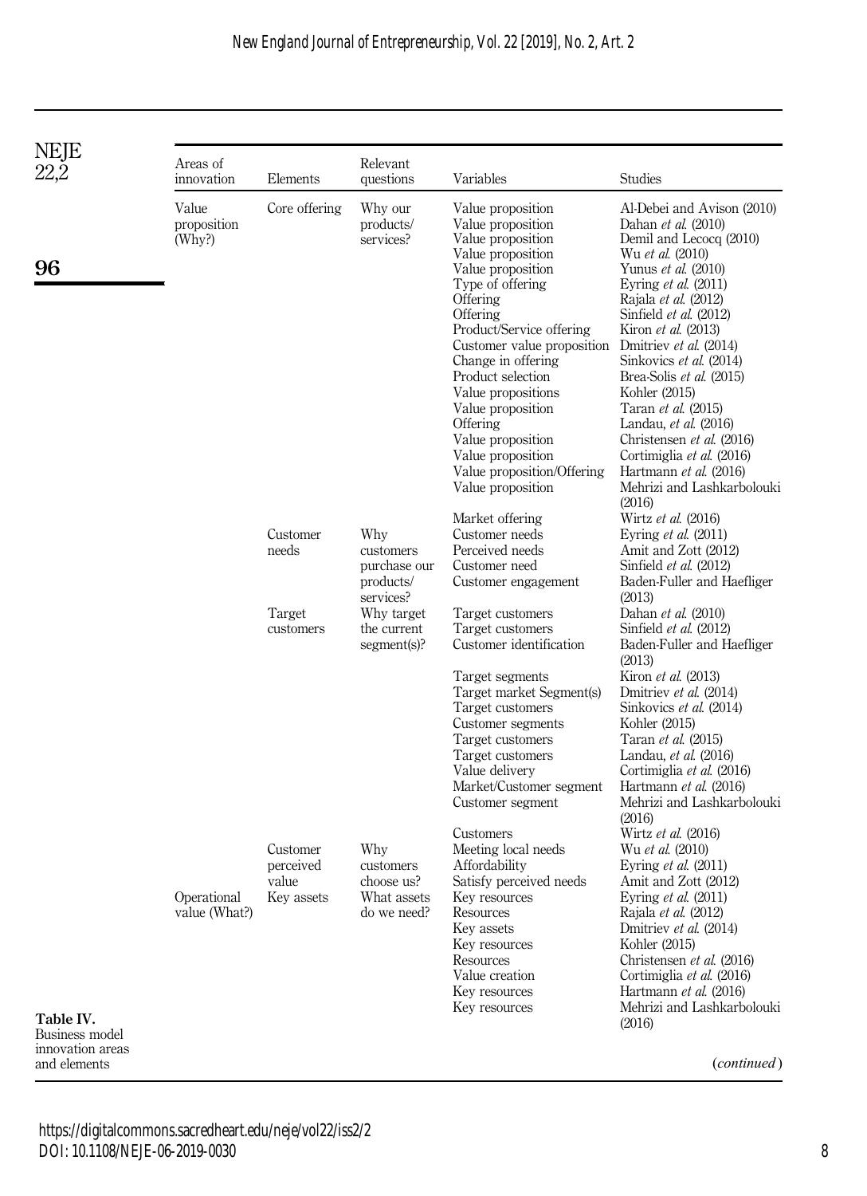| Areas of innovation | Elements | Relevant questions | Variables | Studies |
|---|---|---|---|---|
| Value proposition (Why?) | Core offering | Why our products/ services? | Value proposition | Al-Debei and Avison (2010) |
| | | | Value proposition | Dahan *et al.* (2010) |
| | | | Value proposition | Demil and Lecocq (2010) |
| | | | Value proposition | Wu *et al.* (2010) |
| | | | Value proposition | Yunus *et al.* (2010) |
| | | | Type of offering | Eyring *et al.* (2011) |
| | | | Offering | Rajala *et al.* (2012) |
| | | | Offering | Sinfield *et al.* (2012) |
| | | | Product/Service offering | Kiron *et al.* (2013) |
| | | | Customer value proposition | Dmitriev *et al.* (2014) |
| | | | Change in offering | Sinkovics *et al.* (2014) |
| | | | Product selection | Brea-Solis *et al.* (2015) |
| | | | Value propositions | Kohler (2015) |
| | | | Value proposition | Taran *et al.* (2015) |
| | | | Offering | Landau, *et al.* (2016) |
| | | | Value proposition | Christensen *et al.* (2016) |
| | | | Value proposition | Cortimiglia *et al.* (2016) |
| | | | Value proposition/Offering | Hartmann *et al.* (2016) |
| | | | Value proposition | Mehrizi and Lashkarbolouki (2016) |
| | | | Market offering | Wirtz *et al.* (2016) |
| | Customer needs | Why customers purchase our products/ services? | Customer needs | Eyring *et al.* (2011) |
| | | | Perceived needs | Amit and Zott (2012) |
| | | | Customer need | Sinfield *et al.* (2012) |
| | | | Customer engagement | Baden-Fuller and Haefliger (2013) |
| | Target customers | Why target the current segment(s)? | Target customers | Dahan *et al.* (2010) |
| | | | Target customers | Sinfield *et al.* (2012) |
| | | | Customer identification | Baden-Fuller and Haefliger (2013) |
| | | | Target segments | Kiron *et al.* (2013) |
| | | | Target market Segment(s) | Dmitriev *et al.* (2014) |
| | | | Target customers | Sinkovics *et al.* (2014) |
| | | | Customer segments | Kohler (2015) |
| | | | Target customers | Taran *et al.* (2015) |
| | | | Target customers | Landau, *et al.* (2016) |
| | | | Value delivery | Cortimiglia *et al.* (2016) |
| | | | Market/Customer segment | Hartmann *et al.* (2016) |
| | | | Customer segment | Mehrizi and Lashkarbolouki (2016) |
| | | | Customers | Wirtz *et al.* (2016) |
| | Customer perceived value | Why customers choose us? | Meeting local needs | Wu *et al.* (2010) |
| | | | Affordability | Eyring *et al.* (2011) |
| | | | Satisfy perceived needs | Amit and Zott (2012) |
| Operational value (What?) | Key assets | What assets do we need? | Key resources | Eyring *et al.* (2011) |
| | | | Resources | Rajala *et al.* (2012) |
| | | | Key assets | Dmitriev *et al.* (2014) |
| | | | Key resources | Kohler (2015) |
| | | | Resources | Christensen *et al.* (2016) |
| | | | Value creation | Cortimiglia *et al.* (2016) |
| | | | Key resources | Hartmann *et al.* (2016) |
| | | | Key resources | Mehrizi and Lashkarbolouki (2016) |

(*continued*)

**Table IV.** Business model innovation areas and elements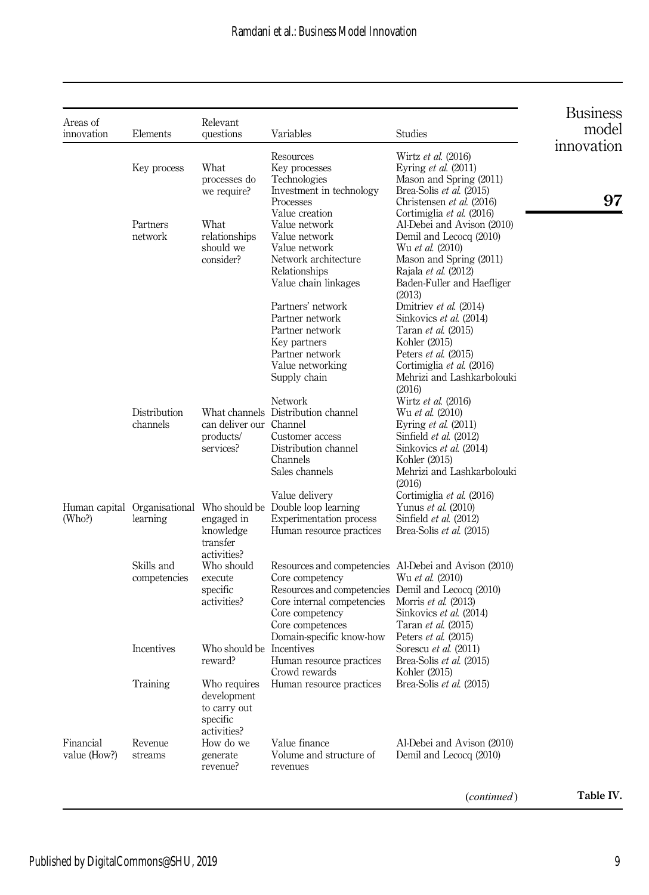| Areas of innovation | Elements | Relevant questions | Variables | Studies |
|---|---|---|---|---|
| | | | Resources | Wirtz *et al.* (2016) |
| | Key process | What processes do we require? | Key processes | Eyring *et al.* (2011) |
| | | | Technologies | Mason and Spring (2011) |
| | | | Investment in technology | Brea-Solis *et al.* (2015) |
| | | | Processes | Christensen *et al.* (2016) |
| | | | Value creation | Cortimiglia *et al.* (2016) |
| | Partners network | What relationships should we consider? | Value network | Al-Debei and Avison (2010) |
| | | | Value network | Demil and Lecocq (2010) |
| | | | Value network | Wu *et al.* (2010) |
| | | | Network architecture | Mason and Spring (2011) |
| | | | Relationships | Rajala *et al.* (2012) |
| | | | Value chain linkages | Baden-Fuller and Haefliger (2013) |
| | | | Partners' network | Dmitriev *et al.* (2014) |
| | | | Partner network | Sinkovics *et al.* (2014) |
| | | | Partner network | Taran *et al.* (2015) |
| | | | Key partners | Kohler (2015) |
| | | | Partner network | Peters *et al.* (2015) |
| | | | Value networking | Cortimiglia *et al.* (2016) |
| | | | Supply chain | Mehrizi and Lashkarbolouki (2016) |
| | | | Network | Wirtz *et al.* (2016) |
| | Distribution channels | What channels can deliver our products/services? | Distribution channel | Wu *et al.* (2010) |
| | | | Channel | Eyring *et al.* (2011) |
| | | | Customer access | Sinfield *et al.* (2012) |
| | | | Distribution channel | Sinkovics *et al.* (2014) |
| | | | Channels | Kohler (2015) |
| | | | Sales channels | Mehrizi and Lashkarbolouki (2016) |
| | | | Value delivery | Cortimiglia *et al.* (2016) |
| Human capital (Who?) | Organisational learning | Who should be engaged in knowledge transfer activities? | Double loop learning | Yunus *et al.* (2010) |
| | | | Experimentation process | Sinfield *et al.* (2012) |
| | | | Human resource practices | Brea-Solis *et al.* (2015) |
| | Skills and competencies | Who should execute specific activities? | Resources and competencies | Al-Debei and Avison (2010) |
| | | | Core competency | Wu *et al.* (2010) |
| | | | Resources and competencies | Demil and Lecocq (2010) |
| | | | Core internal competencies | Morris *et al.* (2013) |
| | | | Core competency | Sinkovics *et al.* (2014) |
| | | | Core competences | Taran *et al.* (2015) |
| | | | Domain-specific know-how | Peters *et al.* (2015) |
| | Incentives | Who should be reward? | Incentives | Sorescu *et al.* (2011) |
| | | | Human resource practices | Brea-Solis *et al.* (2015) |
| | | | Crowd rewards | Kohler (2015) |
| | Training | Who requires development to carry out specific activities? | Human resource practices | Brea-Solis *et al.* (2015) |
| Financial value (How?) | Revenue streams | How do we generate revenue? | Value finance | Al-Debei and Avison (2010) |
| | | | Volume and structure of revenues | Demil and Lecocq (2010) |

(*continued*)

**Table IV.**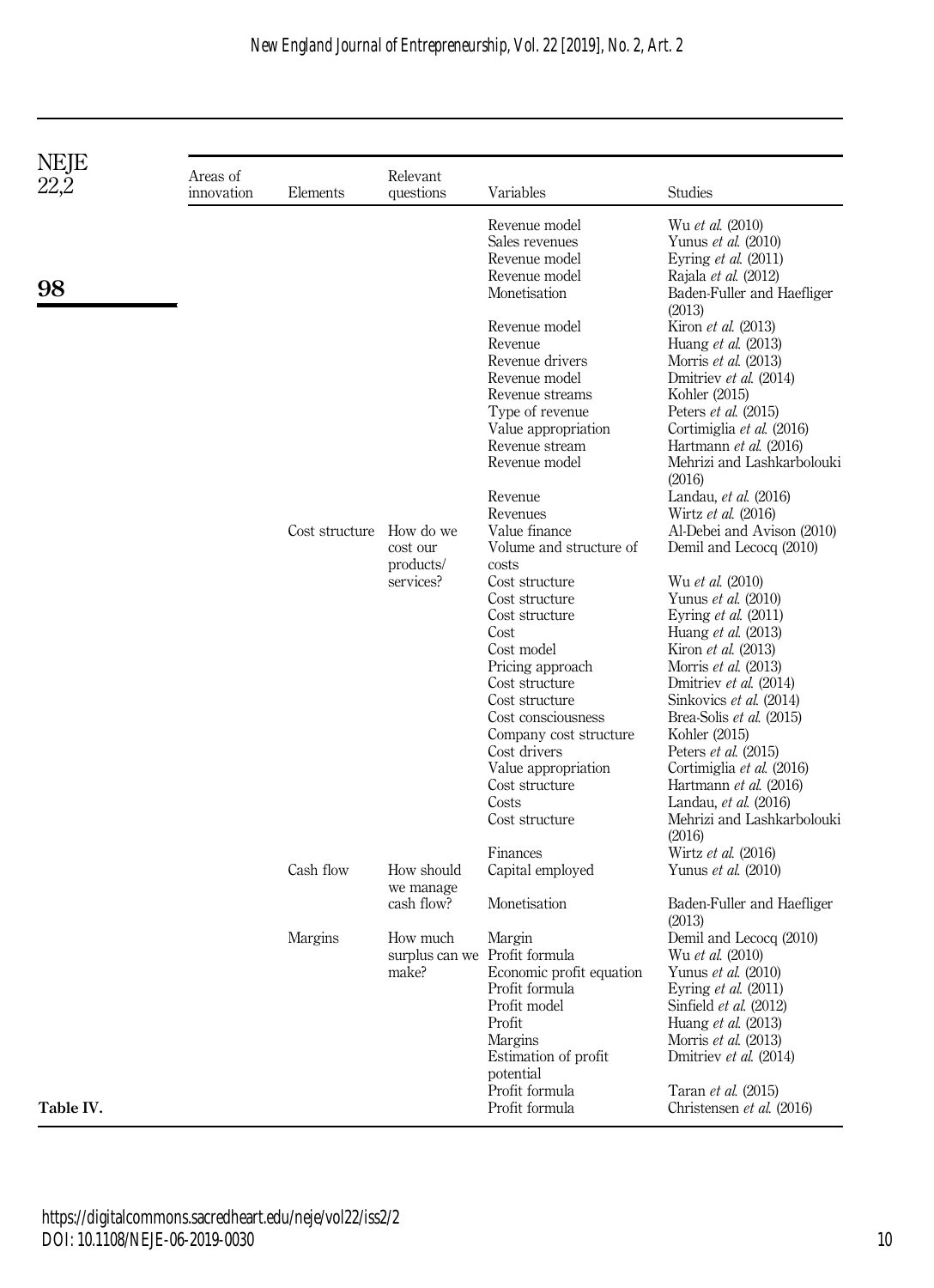| Areas of innovation | Elements | Relevant questions | Variables | Studies |
|---|---|---|---|---|
| | | | Revenue model | Wu *et al.* (2010) |
| | | | Sales revenues | Yunus *et al.* (2010) |
| | | | Revenue model | Eyring *et al.* (2011) |
| | | | Revenue model | Rajala *et al.* (2012) |
| | | | Monetisation | Baden-Fuller and Haefliger (2013) |
| | | | Revenue model | Kiron *et al.* (2013) |
| | | | Revenue | Huang *et al.* (2013) |
| | | | Revenue drivers | Morris *et al.* (2013) |
| | | | Revenue model | Dmitriev *et al.* (2014) |
| | | | Revenue streams | Kohler (2015) |
| | | | Type of revenue | Peters *et al.* (2015) |
| | | | Value appropriation | Cortimiglia *et al.* (2016) |
| | | | Revenue stream | Hartmann *et al.* (2016) |
| | | | Revenue model | Mehrizi and Lashkarbolouki (2016) |
| | | | Revenue | Landau, *et al.* (2016) |
| | | | Revenues | Wirtz *et al.* (2016) |
| | Cost structure | How do we cost our products/ services? | Value finance | Al-Debei and Avison (2010) |
| | | | Volume and structure of costs | Demil and Lecocq (2010) |
| | | | Cost structure | Wu *et al.* (2010) |
| | | | Cost structure | Yunus *et al.* (2010) |
| | | | Cost structure | Eyring *et al.* (2011) |
| | | | Cost | Huang *et al.* (2013) |
| | | | Cost model | Kiron *et al.* (2013) |
| | | | Pricing approach | Morris *et al.* (2013) |
| | | | Cost structure | Dmitriev *et al.* (2014) |
| | | | Cost structure | Sinkovics *et al.* (2014) |
| | | | Cost consciousness | Brea-Solis *et al.* (2015) |
| | | | Company cost structure | Kohler (2015) |
| | | | Cost drivers | Peters *et al.* (2015) |
| | | | Value appropriation | Cortimiglia *et al.* (2016) |
| | | | Cost structure | Hartmann *et al.* (2016) |
| | | | Costs | Landau, *et al.* (2016) |
| | | | Cost structure | Mehrizi and Lashkarbolouki (2016) |
| | | | Finances | Wirtz *et al.* (2016) |
| | Cash flow | How should we manage cash flow? | Capital employed | Yunus *et al.* (2010) |
| | | | Monetisation | Baden-Fuller and Haefliger (2013) |
| | Margins | How much surplus can we make? | Margin | Demil and Lecocq (2010) |
| | | | Profit formula | Wu *et al.* (2010) |
| | | | Economic profit equation | Yunus *et al.* (2010) |
| | | | Profit formula | Eyring *et al.* (2011) |
| | | | Profit model | Sinfield *et al.* (2012) |
| | | | Profit | Huang *et al.* (2013) |
| | | | Margins | Morris *et al.* (2013) |
| | | | Estimation of profit potential | Dmitriev *et al.* (2014) |
| | | | Profit formula | Taran *et al.* (2015) |
| | | | Profit formula | Christensen *et al.* (2016) |

**Table IV.**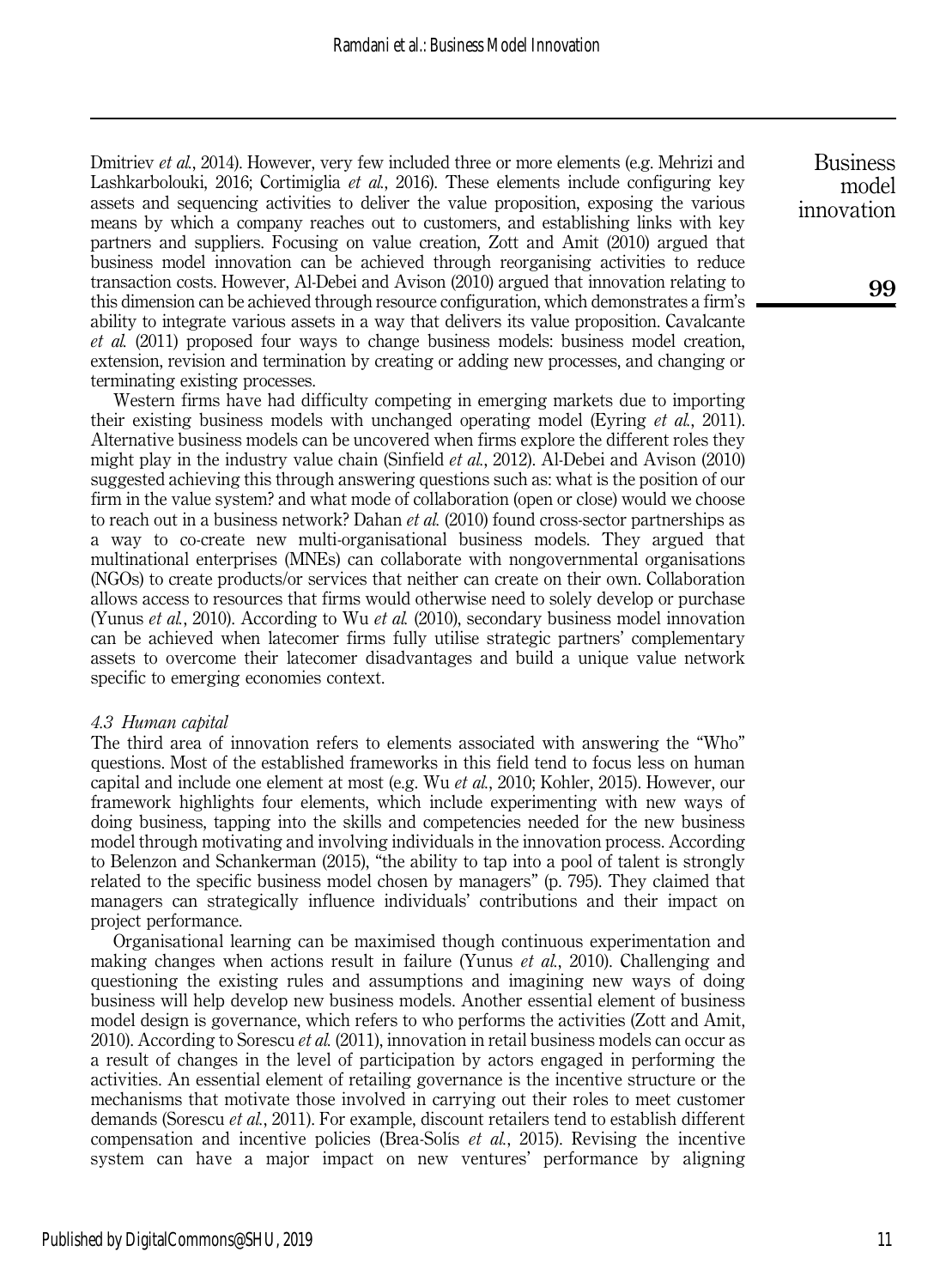Dmitriev *et al.*, 2014). However, very few included three or more elements (e.g. Mehrizi and Lashkarbolouki, 2016; Cortimiglia *et al.*, 2016). These elements include configuring key assets and sequencing activities to deliver the value proposition, exposing the various means by which a company reaches out to customers, and establishing links with key partners and suppliers. Focusing on value creation, Zott and Amit (2010) argued that business model innovation can be achieved through reorganising activities to reduce transaction costs. However, Al-Debei and Avison (2010) argued that innovation relating to this dimension can be achieved through resource configuration, which demonstrates a firm's ability to integrate various assets in a way that delivers its value proposition. Cavalcante *et al.* (2011) proposed four ways to change business models: business model creation, extension, revision and termination by creating or adding new processes, and changing or terminating existing processes.

Western firms have had difficulty competing in emerging markets due to importing their existing business models with unchanged operating model (Eyring *et al.*, 2011). Alternative business models can be uncovered when firms explore the different roles they might play in the industry value chain (Sinfield *et al.*, 2012). Al-Debei and Avison (2010) suggested achieving this through answering questions such as: what is the position of our firm in the value system? and what mode of collaboration (open or close) would we choose to reach out in a business network? Dahan *et al.* (2010) found cross-sector partnerships as a way to co-create new multi-organisational business models. They argued that multinational enterprises (MNEs) can collaborate with nongovernmental organisations (NGOs) to create products/or services that neither can create on their own. Collaboration allows access to resources that firms would otherwise need to solely develop or purchase (Yunus *et al.*, 2010). According to Wu *et al.* (2010), secondary business model innovation can be achieved when latecomer firms fully utilise strategic partners' complementary assets to overcome their latecomer disadvantages and build a unique value network specific to emerging economies context.

### *4.3 Human capital*

The third area of innovation refers to elements associated with answering the "Who" questions. Most of the established frameworks in this field tend to focus less on human capital and include one element at most (e.g. Wu *et al.*, 2010; Kohler, 2015). However, our framework highlights four elements, which include experimenting with new ways of doing business, tapping into the skills and competencies needed for the new business model through motivating and involving individuals in the innovation process. According to Belenzon and Schankerman (2015), "the ability to tap into a pool of talent is strongly related to the specific business model chosen by managers" (p. 795). They claimed that managers can strategically influence individuals' contributions and their impact on project performance.

Organisational learning can be maximised though continuous experimentation and making changes when actions result in failure (Yunus *et al.*, 2010). Challenging and questioning the existing rules and assumptions and imagining new ways of doing business will help develop new business models. Another essential element of business model design is governance, which refers to who performs the activities (Zott and Amit, 2010). According to Sorescu *et al.* (2011), innovation in retail business models can occur as a result of changes in the level of participation by actors engaged in performing the activities. An essential element of retailing governance is the incentive structure or the mechanisms that motivate those involved in carrying out their roles to meet customer demands (Sorescu *et al.*, 2011). For example, discount retailers tend to establish different compensation and incentive policies (Brea-Solís *et al.*, 2015). Revising the incentive system can have a major impact on new ventures' performance by aligning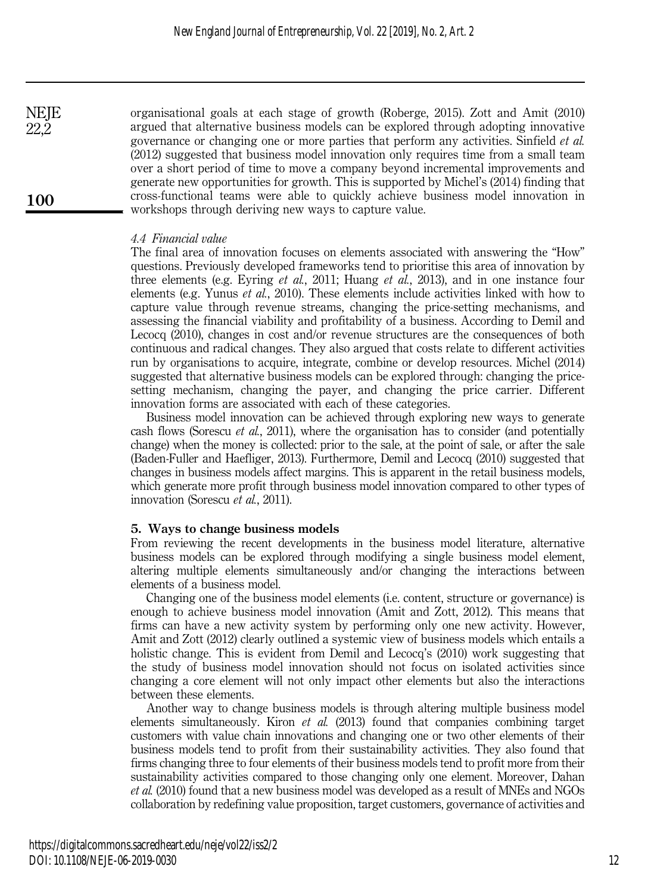organisational goals at each stage of growth (Roberge, 2015). Zott and Amit (2010) argued that alternative business models can be explored through adopting innovative governance or changing one or more parties that perform any activities. Sinfield *et al.* (2012) suggested that business model innovation only requires time from a small team over a short period of time to move a company beyond incremental improvements and generate new opportunities for growth. This is supported by Michel's (2014) finding that cross-functional teams were able to quickly achieve business model innovation in workshops through deriving new ways to capture value.

### *4.4 Financial value*

The final area of innovation focuses on elements associated with answering the "How" questions. Previously developed frameworks tend to prioritise this area of innovation by three elements (e.g. Eyring *et al.*, 2011; Huang *et al.*, 2013), and in one instance four elements (e.g. Yunus *et al.*, 2010). These elements include activities linked with how to capture value through revenue streams, changing the price-setting mechanisms, and assessing the financial viability and profitability of a business. According to Demil and Lecocq (2010), changes in cost and/or revenue structures are the consequences of both continuous and radical changes. They also argued that costs relate to different activities run by organisations to acquire, integrate, combine or develop resources. Michel (2014) suggested that alternative business models can be explored through: changing the price-setting mechanism, changing the payer, and changing the price carrier. Different innovation forms are associated with each of these categories.

Business model innovation can be achieved through exploring new ways to generate cash flows (Sorescu *et al.*, 2011), where the organisation has to consider (and potentially change) when the money is collected: prior to the sale, at the point of sale, or after the sale (Baden-Fuller and Haefliger, 2013). Furthermore, Demil and Lecocq (2010) suggested that changes in business models affect margins. This is apparent in the retail business models, which generate more profit through business model innovation compared to other types of innovation (Sorescu *et al.*, 2011).

## 5. Ways to change business models

From reviewing the recent developments in the business model literature, alternative business models can be explored through modifying a single business model element, altering multiple elements simultaneously and/or changing the interactions between elements of a business model.

Changing one of the business model elements (i.e. content, structure or governance) is enough to achieve business model innovation (Amit and Zott, 2012). This means that firms can have a new activity system by performing only one new activity. However, Amit and Zott (2012) clearly outlined a systemic view of business models which entails a holistic change. This is evident from Demil and Lecocq's (2010) work suggesting that the study of business model innovation should not focus on isolated activities since changing a core element will not only impact other elements but also the interactions between these elements.

Another way to change business models is through altering multiple business model elements simultaneously. Kiron *et al.* (2013) found that companies combining target customers with value chain innovations and changing one or two other elements of their business models tend to profit from their sustainability activities. They also found that firms changing three to four elements of their business models tend to profit more from their sustainability activities compared to those changing only one element. Moreover, Dahan *et al.* (2010) found that a new business model was developed as a result of MNEs and NGOs collaboration by redefining value proposition, target customers, governance of activities and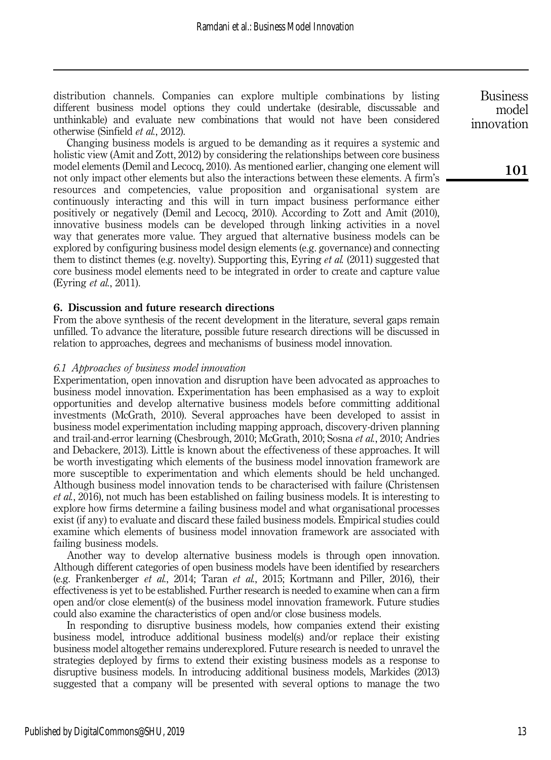distribution channels. Companies can explore multiple combinations by listing different business model options they could undertake (desirable, discussable and unthinkable) and evaluate new combinations that would not have been considered otherwise (Sinfield *et al.*, 2012).

Changing business models is argued to be demanding as it requires a systemic and holistic view (Amit and Zott, 2012) by considering the relationships between core business model elements (Demil and Lecocq, 2010). As mentioned earlier, changing one element will not only impact other elements but also the interactions between these elements. A firm's resources and competencies, value proposition and organisational system are continuously interacting and this will in turn impact business performance either positively or negatively (Demil and Lecocq, 2010). According to Zott and Amit (2010), innovative business models can be developed through linking activities in a novel way that generates more value. They argued that alternative business models can be explored by configuring business model design elements (e.g. governance) and connecting them to distinct themes (e.g. novelty). Supporting this, Eyring *et al.* (2011) suggested that core business model elements need to be integrated in order to create and capture value (Eyring *et al.*, 2011).

## 6. Discussion and future research directions

From the above synthesis of the recent development in the literature, several gaps remain unfilled. To advance the literature, possible future research directions will be discussed in relation to approaches, degrees and mechanisms of business model innovation.

### *6.1 Approaches of business model innovation*

Experimentation, open innovation and disruption have been advocated as approaches to business model innovation. Experimentation has been emphasised as a way to exploit opportunities and develop alternative business models before committing additional investments (McGrath, 2010). Several approaches have been developed to assist in business model experimentation including mapping approach, discovery-driven planning and trail-and-error learning (Chesbrough, 2010; McGrath, 2010; Sosna *et al.*, 2010; Andries and Debackere, 2013). Little is known about the effectiveness of these approaches. It will be worth investigating which elements of the business model innovation framework are more susceptible to experimentation and which elements should be held unchanged. Although business model innovation tends to be characterised with failure (Christensen *et al.*, 2016), not much has been established on failing business models. It is interesting to explore how firms determine a failing business model and what organisational processes exist (if any) to evaluate and discard these failed business models. Empirical studies could examine which elements of business model innovation framework are associated with failing business models.

Another way to develop alternative business models is through open innovation. Although different categories of open business models have been identified by researchers (e.g. Frankenberger *et al.*, 2014; Taran *et al.*, 2015; Kortmann and Piller, 2016), their effectiveness is yet to be established. Further research is needed to examine when can a firm open and/or close element(s) of the business model innovation framework. Future studies could also examine the characteristics of open and/or close business models.

In responding to disruptive business models, how companies extend their existing business model, introduce additional business model(s) and/or replace their existing business model altogether remains underexplored. Future research is needed to unravel the strategies deployed by firms to extend their existing business models as a response to disruptive business models. In introducing additional business models, Markides (2013) suggested that a company will be presented with several options to manage the two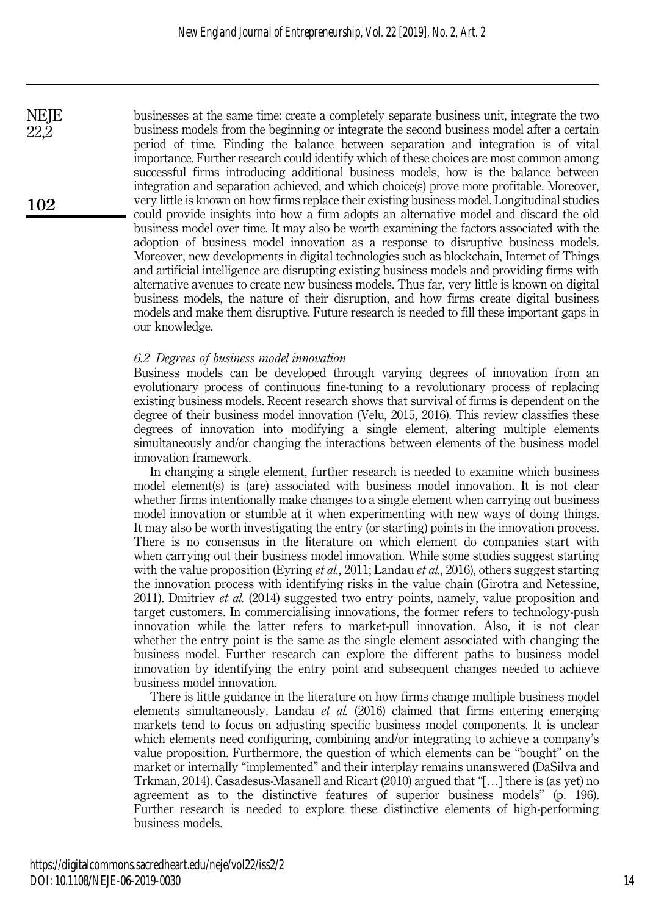businesses at the same time: create a completely separate business unit, integrate the two business models from the beginning or integrate the second business model after a certain period of time. Finding the balance between separation and integration is of vital importance. Further research could identify which of these choices are most common among successful firms introducing additional business models, how is the balance between integration and separation achieved, and which choice(s) prove more profitable. Moreover, very little is known on how firms replace their existing business model. Longitudinal studies could provide insights into how a firm adopts an alternative model and discard the old business model over time. It may also be worth examining the factors associated with the adoption of business model innovation as a response to disruptive business models. Moreover, new developments in digital technologies such as blockchain, Internet of Things and artificial intelligence are disrupting existing business models and providing firms with alternative avenues to create new business models. Thus far, very little is known on digital business models, the nature of their disruption, and how firms create digital business models and make them disruptive. Future research is needed to fill these important gaps in our knowledge.

### *6.2 Degrees of business model innovation*

Business models can be developed through varying degrees of innovation from an evolutionary process of continuous fine-tuning to a revolutionary process of replacing existing business models. Recent research shows that survival of firms is dependent on the degree of their business model innovation (Velu, 2015, 2016). This review classifies these degrees of innovation into modifying a single element, altering multiple elements simultaneously and/or changing the interactions between elements of the business model innovation framework.

In changing a single element, further research is needed to examine which business model element(s) is (are) associated with business model innovation. It is not clear whether firms intentionally make changes to a single element when carrying out business model innovation or stumble at it when experimenting with new ways of doing things. It may also be worth investigating the entry (or starting) points in the innovation process. There is no consensus in the literature on which element do companies start with when carrying out their business model innovation. While some studies suggest starting with the value proposition (Eyring *et al.*, 2011; Landau *et al.*, 2016), others suggest starting the innovation process with identifying risks in the value chain (Girotra and Netessine, 2011). Dmitriev *et al.* (2014) suggested two entry points, namely, value proposition and target customers. In commercialising innovations, the former refers to technology-push innovation while the latter refers to market-pull innovation. Also, it is not clear whether the entry point is the same as the single element associated with changing the business model. Further research can explore the different paths to business model innovation by identifying the entry point and subsequent changes needed to achieve business model innovation.

There is little guidance in the literature on how firms change multiple business model elements simultaneously. Landau *et al.* (2016) claimed that firms entering emerging markets tend to focus on adjusting specific business model components. It is unclear which elements need configuring, combining and/or integrating to achieve a company's value proposition. Furthermore, the question of which elements can be "bought" on the market or internally "implemented" and their interplay remains unanswered (DaSilva and Trkman, 2014). Casadesus-Masanell and Ricart (2010) argued that "[…] there is (as yet) no agreement as to the distinctive features of superior business models" (p. 196). Further research is needed to explore these distinctive elements of high-performing business models.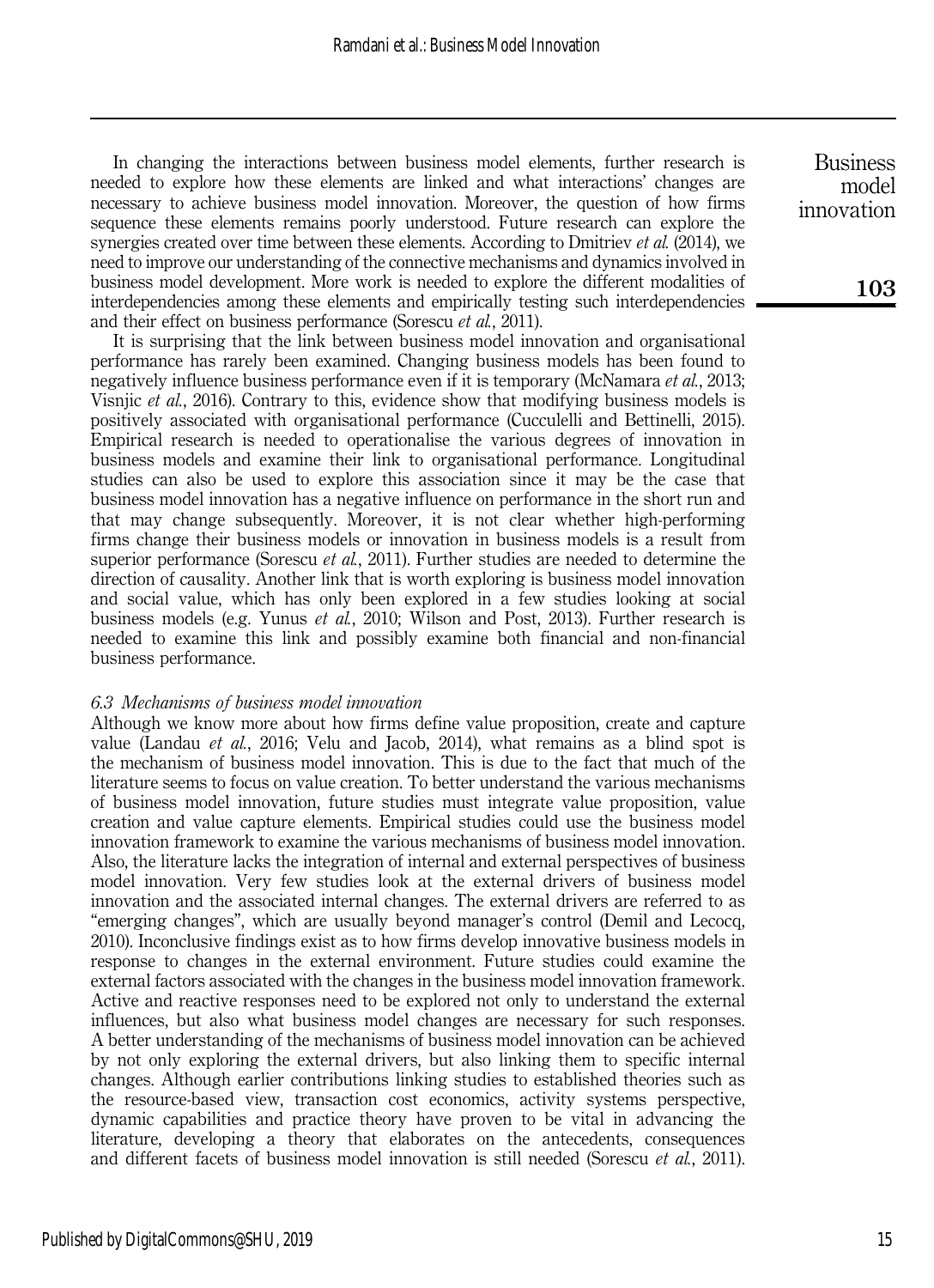In changing the interactions between business model elements, further research is needed to explore how these elements are linked and what interactions' changes are necessary to achieve business model innovation. Moreover, the question of how firms sequence these elements remains poorly understood. Future research can explore the synergies created over time between these elements. According to Dmitriev *et al.* (2014), we need to improve our understanding of the connective mechanisms and dynamics involved in business model development. More work is needed to explore the different modalities of interdependencies among these elements and empirically testing such interdependencies and their effect on business performance (Sorescu *et al.*, 2011).

It is surprising that the link between business model innovation and organisational performance has rarely been examined. Changing business models has been found to negatively influence business performance even if it is temporary (McNamara *et al.*, 2013; Visnjic *et al.*, 2016). Contrary to this, evidence show that modifying business models is positively associated with organisational performance (Cucculelli and Bettinelli, 2015). Empirical research is needed to operationalise the various degrees of innovation in business models and examine their link to organisational performance. Longitudinal studies can also be used to explore this association since it may be the case that business model innovation has a negative influence on performance in the short run and that may change subsequently. Moreover, it is not clear whether high-performing firms change their business models or innovation in business models is a result from superior performance (Sorescu *et al.*, 2011). Further studies are needed to determine the direction of causality. Another link that is worth exploring is business model innovation and social value, which has only been explored in a few studies looking at social business models (e.g. Yunus *et al.*, 2010; Wilson and Post, 2013). Further research is needed to examine this link and possibly examine both financial and non-financial business performance.

### *6.3 Mechanisms of business model innovation*

Although we know more about how firms define value proposition, create and capture value (Landau *et al.*, 2016; Velu and Jacob, 2014), what remains as a blind spot is the mechanism of business model innovation. This is due to the fact that much of the literature seems to focus on value creation. To better understand the various mechanisms of business model innovation, future studies must integrate value proposition, value creation and value capture elements. Empirical studies could use the business model innovation framework to examine the various mechanisms of business model innovation. Also, the literature lacks the integration of internal and external perspectives of business model innovation. Very few studies look at the external drivers of business model innovation and the associated internal changes. The external drivers are referred to as "emerging changes", which are usually beyond manager's control (Demil and Lecocq, 2010). Inconclusive findings exist as to how firms develop innovative business models in response to changes in the external environment. Future studies could examine the external factors associated with the changes in the business model innovation framework. Active and reactive responses need to be explored not only to understand the external influences, but also what business model changes are necessary for such responses. A better understanding of the mechanisms of business model innovation can be achieved by not only exploring the external drivers, but also linking them to specific internal changes. Although earlier contributions linking studies to established theories such as the resource-based view, transaction cost economics, activity systems perspective, dynamic capabilities and practice theory have proven to be vital in advancing the literature, developing a theory that elaborates on the antecedents, consequences and different facets of business model innovation is still needed (Sorescu *et al.*, 2011).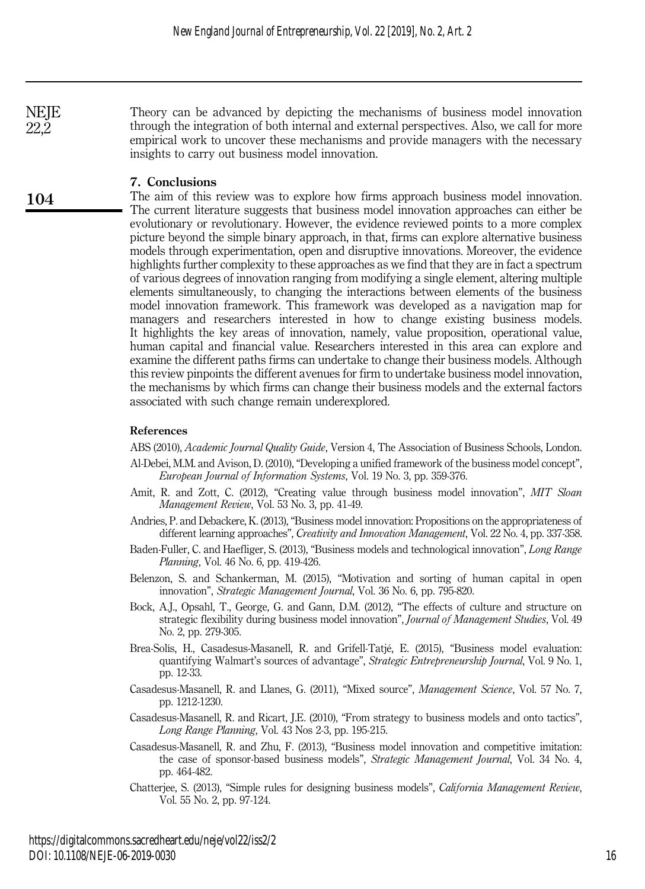Theory can be advanced by depicting the mechanisms of business model innovation through the integration of both internal and external perspectives. Also, we call for more empirical work to uncover these mechanisms and provide managers with the necessary insights to carry out business model innovation.

## 7. Conclusions

The aim of this review was to explore how firms approach business model innovation. The current literature suggests that business model innovation approaches can either be evolutionary or revolutionary. However, the evidence reviewed points to a more complex picture beyond the simple binary approach, in that, firms can explore alternative business models through experimentation, open and disruptive innovations. Moreover, the evidence highlights further complexity to these approaches as we find that they are in fact a spectrum of various degrees of innovation ranging from modifying a single element, altering multiple elements simultaneously, to changing the interactions between elements of the business model innovation framework. This framework was developed as a navigation map for managers and researchers interested in how to change existing business models. It highlights the key areas of innovation, namely, value proposition, operational value, human capital and financial value. Researchers interested in this area can explore and examine the different paths firms can undertake to change their business models. Although this review pinpoints the different avenues for firm to undertake business model innovation, the mechanisms by which firms can change their business models and the external factors associated with such change remain underexplored.

## References

ABS (2010), *Academic Journal Quality Guide*, Version 4, The Association of Business Schools, London.

Al-Debei, M.M. and Avison, D. (2010), "Developing a unified framework of the business model concept", *European Journal of Information Systems*, Vol. 19 No. 3, pp. 359-376.

Amit, R. and Zott, C. (2012), "Creating value through business model innovation", *MIT Sloan Management Review*, Vol. 53 No. 3, pp. 41-49.

Andries, P. and Debackere, K. (2013), "Business model innovation: Propositions on the appropriateness of different learning approaches", *Creativity and Innovation Management*, Vol. 22 No. 4, pp. 337-358.

Baden-Fuller, C. and Haefliger, S. (2013), "Business models and technological innovation", *Long Range Planning*, Vol. 46 No. 6, pp. 419-426.

Belenzon, S. and Schankerman, M. (2015), "Motivation and sorting of human capital in open innovation", *Strategic Management Journal*, Vol. 36 No. 6, pp. 795-820.

Bock, A.J., Opsahl, T., George, G. and Gann, D.M. (2012), "The effects of culture and structure on strategic flexibility during business model innovation", *Journal of Management Studies*, Vol. 49 No. 2, pp. 279-305.

Brea-Solís, H., Casadesus-Masanell, R. and Grifell-Tatjé, E. (2015), "Business model evaluation: quantifying Walmart's sources of advantage", *Strategic Entrepreneurship Journal*, Vol. 9 No. 1, pp. 12-33.

Casadesus-Masanell, R. and Llanes, G. (2011), "Mixed source", *Management Science*, Vol. 57 No. 7, pp. 1212-1230.

Casadesus-Masanell, R. and Ricart, J.E. (2010), "From strategy to business models and onto tactics", *Long Range Planning*, Vol. 43 Nos 2-3, pp. 195-215.

Casadesus-Masanell, R. and Zhu, F. (2013), "Business model innovation and competitive imitation: the case of sponsor-based business models", *Strategic Management Journal*, Vol. 34 No. 4, pp. 464-482.

Chatterjee, S. (2013), "Simple rules for designing business models", *California Management Review*, Vol. 55 No. 2, pp. 97-124.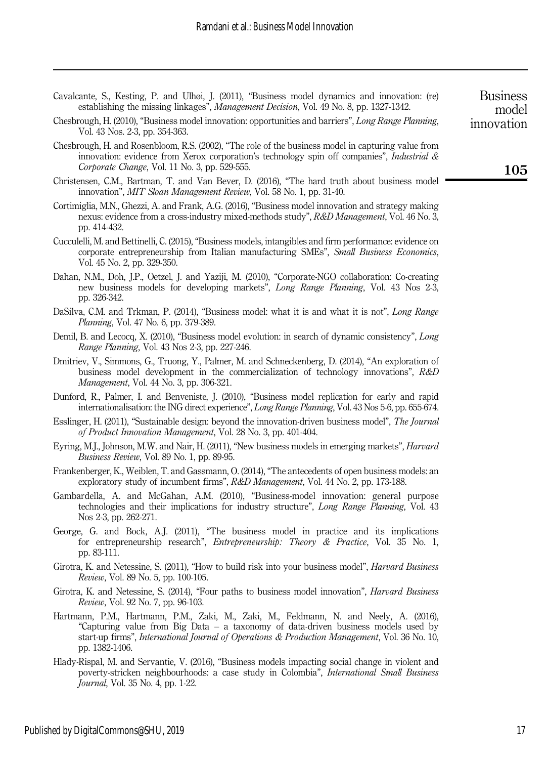Cavalcante, S., Kesting, P. and Ulhøi, J. (2011), "Business model dynamics and innovation: (re) establishing the missing linkages", *Management Decision*, Vol. 49 No. 8, pp. 1327-1342.

Chesbrough, H. (2010), "Business model innovation: opportunities and barriers", *Long Range Planning*, Vol. 43 Nos. 2-3, pp. 354-363.

Chesbrough, H. and Rosenbloom, R.S. (2002), "The role of the business model in capturing value from innovation: evidence from Xerox corporation's technology spin off companies", *Industrial & Corporate Change*, Vol. 11 No. 3, pp. 529-555.

Christensen, C.M., Bartman, T. and Van Bever, D. (2016), "The hard truth about business model innovation", *MIT Sloan Management Review*, Vol. 58 No. 1, pp. 31-40.

Cortimiglia, M.N., Ghezzi, A. and Frank, A.G. (2016), "Business model innovation and strategy making nexus: evidence from a cross-industry mixed-methods study", *R&D Management*, Vol. 46 No. 3, pp. 414-432.

Cucculelli, M. and Bettinelli, C. (2015), "Business models, intangibles and firm performance: evidence on corporate entrepreneurship from Italian manufacturing SMEs", *Small Business Economics*, Vol. 45 No. 2, pp. 329-350.

Dahan, N.M., Doh, J.P., Oetzel, J. and Yaziji, M. (2010), "Corporate-NGO collaboration: Co-creating new business models for developing markets", *Long Range Planning*, Vol. 43 Nos 2-3, pp. 326-342.

DaSilva, C.M. and Trkman, P. (2014), "Business model: what it is and what it is not", *Long Range Planning*, Vol. 47 No. 6, pp. 379-389.

Demil, B. and Lecocq, X. (2010), "Business model evolution: in search of dynamic consistency", *Long Range Planning*, Vol. 43 Nos 2-3, pp. 227-246.

Dmitriev, V., Simmons, G., Truong, Y., Palmer, M. and Schneckenberg, D. (2014), "An exploration of business model development in the commercialization of technology innovations", *R&D Management*, Vol. 44 No. 3, pp. 306-321.

Dunford, R., Palmer, I. and Benveniste, J. (2010), "Business model replication for early and rapid internationalisation: the ING direct experience", *Long Range Planning*, Vol. 43 Nos 5-6, pp. 655-674.

Esslinger, H. (2011), "Sustainable design: beyond the innovation-driven business model", *The Journal of Product Innovation Management*, Vol. 28 No. 3, pp. 401-404.

Eyring, M.J., Johnson, M.W. and Nair, H. (2011), "New business models in emerging markets", *Harvard Business Review*, Vol. 89 No. 1, pp. 89-95.

Frankenberger, K., Weiblen, T. and Gassmann, O. (2014), "The antecedents of open business models: an exploratory study of incumbent firms", *R&D Management*, Vol. 44 No. 2, pp. 173-188.

Gambardella, A. and McGahan, A.M. (2010), "Business-model innovation: general purpose technologies and their implications for industry structure", *Long Range Planning*, Vol. 43 Nos 2-3, pp. 262-271.

George, G. and Bock, A.J. (2011), "The business model in practice and its implications for entrepreneurship research", *Entrepreneurship: Theory & Practice*, Vol. 35 No. 1, pp. 83-111.

Girotra, K. and Netessine, S. (2011), "How to build risk into your business model", *Harvard Business Review*, Vol. 89 No. 5, pp. 100-105.

Girotra, K. and Netessine, S. (2014), "Four paths to business model innovation", *Harvard Business Review*, Vol. 92 No. 7, pp. 96-103.

Hartmann, P.M., Hartmann, P.M., Zaki, M., Zaki, M., Feldmann, N. and Neely, A. (2016), "Capturing value from Big Data – a taxonomy of data-driven business models used by start-up firms", *International Journal of Operations & Production Management*, Vol. 36 No. 10, pp. 1382-1406.

Hlady-Rispal, M. and Servantie, V. (2016), "Business models impacting social change in violent and poverty-stricken neighbourhoods: a case study in Colombia", *International Small Business Journal*, Vol. 35 No. 4, pp. 1-22.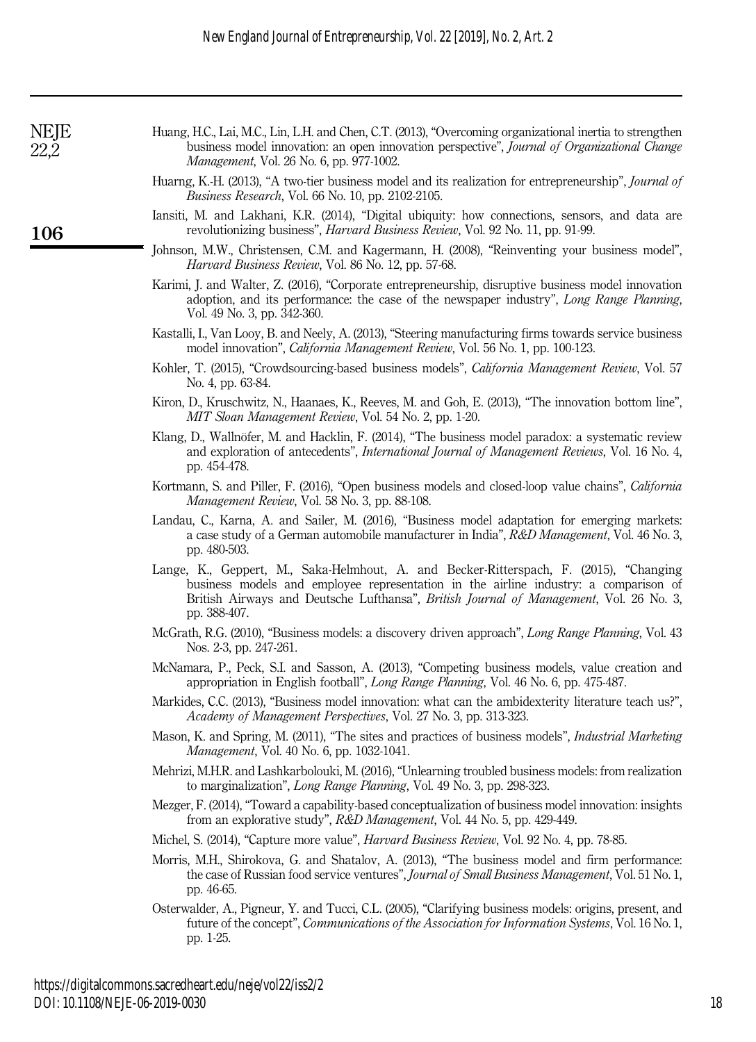Huang, H.C., Lai, M.C., Lin, L.H. and Chen, C.T. (2013), "Overcoming organizational inertia to strengthen business model innovation: an open innovation perspective", *Journal of Organizational Change Management*, Vol. 26 No. 6, pp. 977-1002.

Huarng, K.-H. (2013), "A two-tier business model and its realization for entrepreneurship", *Journal of Business Research*, Vol. 66 No. 10, pp. 2102-2105.

Iansiti, M. and Lakhani, K.R. (2014), "Digital ubiquity: how connections, sensors, and data are revolutionizing business", *Harvard Business Review*, Vol. 92 No. 11, pp. 91-99.

Johnson, M.W., Christensen, C.M. and Kagermann, H. (2008), "Reinventing your business model", *Harvard Business Review*, Vol. 86 No. 12, pp. 57-68.

Karimi, J. and Walter, Z. (2016), "Corporate entrepreneurship, disruptive business model innovation adoption, and its performance: the case of the newspaper industry", *Long Range Planning*, Vol. 49 No. 3, pp. 342-360.

Kastalli, I., Van Looy, B. and Neely, A. (2013), "Steering manufacturing firms towards service business model innovation", *California Management Review*, Vol. 56 No. 1, pp. 100-123.

Kohler, T. (2015), "Crowdsourcing-based business models", *California Management Review*, Vol. 57 No. 4, pp. 63-84.

Kiron, D., Kruschwitz, N., Haanaes, K., Reeves, M. and Goh, E. (2013), "The innovation bottom line", *MIT Sloan Management Review*, Vol. 54 No. 2, pp. 1-20.

Klang, D., Wallnöfer, M. and Hacklin, F. (2014), "The business model paradox: a systematic review and exploration of antecedents", *International Journal of Management Reviews*, Vol. 16 No. 4, pp. 454-478.

Kortmann, S. and Piller, F. (2016), "Open business models and closed-loop value chains", *California Management Review*, Vol. 58 No. 3, pp. 88-108.

Landau, C., Karna, A. and Sailer, M. (2016), "Business model adaptation for emerging markets: a case study of a German automobile manufacturer in India", *R&D Management*, Vol. 46 No. 3, pp. 480-503.

Lange, K., Geppert, M., Saka-Helmhout, A. and Becker-Ritterspach, F. (2015), "Changing business models and employee representation in the airline industry: a comparison of British Airways and Deutsche Lufthansa", *British Journal of Management*, Vol. 26 No. 3, pp. 388-407.

McGrath, R.G. (2010), "Business models: a discovery driven approach", *Long Range Planning*, Vol. 43 Nos. 2-3, pp. 247-261.

McNamara, P., Peck, S.I. and Sasson, A. (2013), "Competing business models, value creation and appropriation in English football", *Long Range Planning*, Vol. 46 No. 6, pp. 475-487.

Markides, C.C. (2013), "Business model innovation: what can the ambidexterity literature teach us?", *Academy of Management Perspectives*, Vol. 27 No. 3, pp. 313-323.

Mason, K. and Spring, M. (2011), "The sites and practices of business models", *Industrial Marketing Management*, Vol. 40 No. 6, pp. 1032-1041.

Mehrizi, M.H.R. and Lashkarbolouki, M. (2016), "Unlearning troubled business models: from realization to marginalization", *Long Range Planning*, Vol. 49 No. 3, pp. 298-323.

Mezger, F. (2014), "Toward a capability-based conceptualization of business model innovation: insights from an explorative study", *R&D Management*, Vol. 44 No. 5, pp. 429-449.

Michel, S. (2014), "Capture more value", *Harvard Business Review*, Vol. 92 No. 4, pp. 78-85.

Morris, M.H., Shirokova, G. and Shatalov, A. (2013), "The business model and firm performance: the case of Russian food service ventures", *Journal of Small Business Management*, Vol. 51 No. 1, pp. 46-65.

Osterwalder, A., Pigneur, Y. and Tucci, C.L. (2005), "Clarifying business models: origins, present, and future of the concept", *Communications of the Association for Information Systems*, Vol. 16 No. 1, pp. 1-25.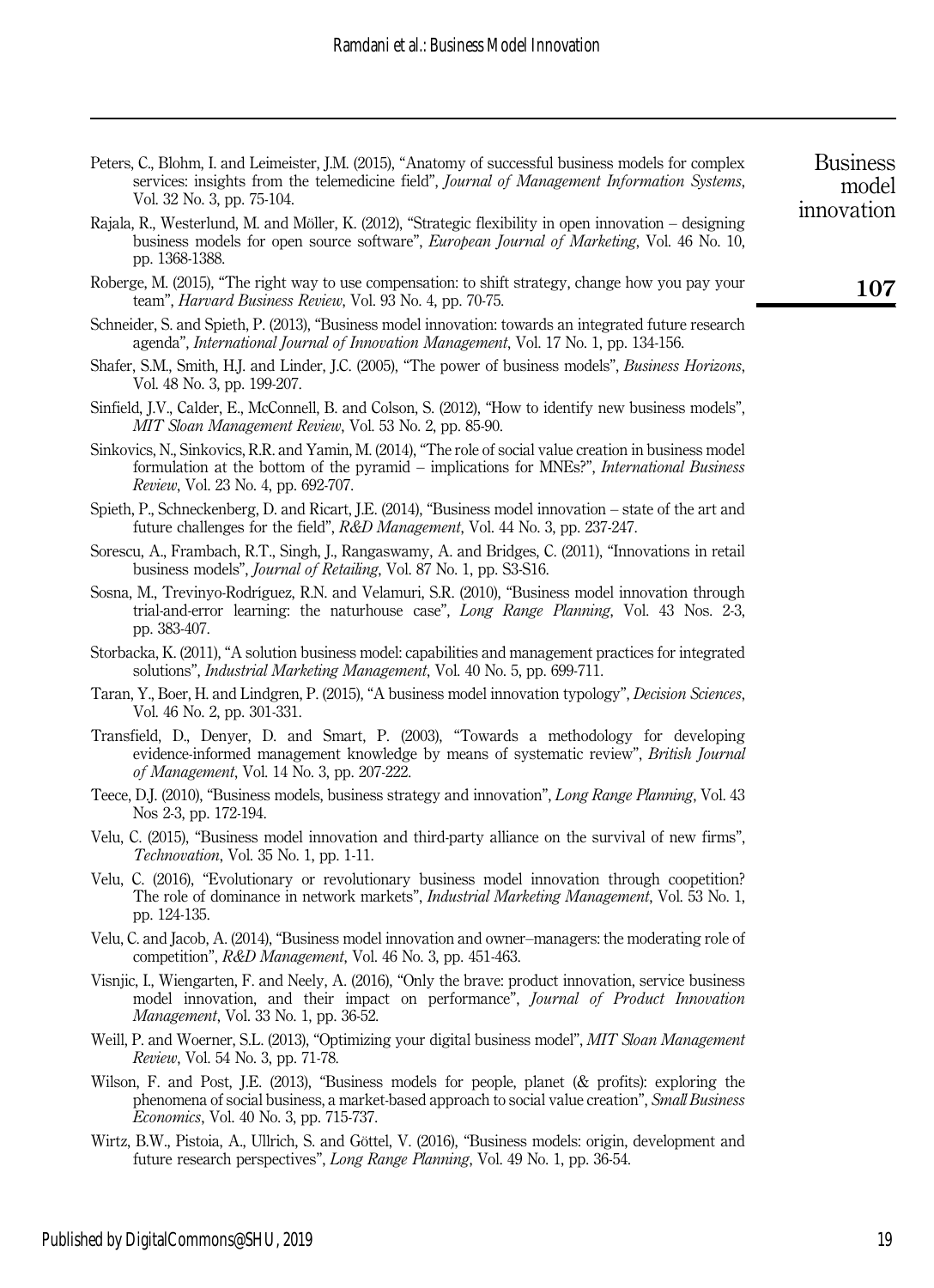Peters, C., Blohm, I. and Leimeister, J.M. (2015), "Anatomy of successful business models for complex services: insights from the telemedicine field", *Journal of Management Information Systems*, Vol. 32 No. 3, pp. 75-104.

Rajala, R., Westerlund, M. and Möller, K. (2012), "Strategic flexibility in open innovation – designing business models for open source software", *European Journal of Marketing*, Vol. 46 No. 10, pp. 1368-1388.

Roberge, M. (2015), "The right way to use compensation: to shift strategy, change how you pay your team", *Harvard Business Review*, Vol. 93 No. 4, pp. 70-75.

Schneider, S. and Spieth, P. (2013), "Business model innovation: towards an integrated future research agenda", *International Journal of Innovation Management*, Vol. 17 No. 1, pp. 134-156.

Shafer, S.M., Smith, H.J. and Linder, J.C. (2005), "The power of business models", *Business Horizons*, Vol. 48 No. 3, pp. 199-207.

Sinfield, J.V., Calder, E., McConnell, B. and Colson, S. (2012), "How to identify new business models", *MIT Sloan Management Review*, Vol. 53 No. 2, pp. 85-90.

Sinkovics, N., Sinkovics, R.R. and Yamin, M. (2014), "The role of social value creation in business model formulation at the bottom of the pyramid – implications for MNEs?", *International Business Review*, Vol. 23 No. 4, pp. 692-707.

Spieth, P., Schneckenberg, D. and Ricart, J.E. (2014), "Business model innovation – state of the art and future challenges for the field", *R&D Management*, Vol. 44 No. 3, pp. 237-247.

Sorescu, A., Frambach, R.T., Singh, J., Rangaswamy, A. and Bridges, C. (2011), "Innovations in retail business models", *Journal of Retailing*, Vol. 87 No. 1, pp. S3-S16.

Sosna, M., Trevinyo-Rodríguez, R.N. and Velamuri, S.R. (2010), "Business model innovation through trial-and-error learning: the naturhouse case", *Long Range Planning*, Vol. 43 Nos. 2-3, pp. 383-407.

Storbacka, K. (2011), "A solution business model: capabilities and management practices for integrated solutions", *Industrial Marketing Management*, Vol. 40 No. 5, pp. 699-711.

Taran, Y., Boer, H. and Lindgren, P. (2015), "A business model innovation typology", *Decision Sciences*, Vol. 46 No. 2, pp. 301-331.

Transfield, D., Denyer, D. and Smart, P. (2003), "Towards a methodology for developing evidence-informed management knowledge by means of systematic review", *British Journal of Management*, Vol. 14 No. 3, pp. 207-222.

Teece, D.J. (2010), "Business models, business strategy and innovation", *Long Range Planning*, Vol. 43 Nos 2-3, pp. 172-194.

Velu, C. (2015), "Business model innovation and third-party alliance on the survival of new firms", *Technovation*, Vol. 35 No. 1, pp. 1-11.

Velu, C. (2016), "Evolutionary or revolutionary business model innovation through coopetition? The role of dominance in network markets", *Industrial Marketing Management*, Vol. 53 No. 1, pp. 124-135.

Velu, C. and Jacob, A. (2014), "Business model innovation and owner–managers: the moderating role of competition", *R&D Management*, Vol. 46 No. 3, pp. 451-463.

Visnjic, I., Wiengarten, F. and Neely, A. (2016), "Only the brave: product innovation, service business model innovation, and their impact on performance", *Journal of Product Innovation Management*, Vol. 33 No. 1, pp. 36-52.

Weill, P. and Woerner, S.L. (2013), "Optimizing your digital business model", *MIT Sloan Management Review*, Vol. 54 No. 3, pp. 71-78.

Wilson, F. and Post, J.E. (2013), "Business models for people, planet (& profits): exploring the phenomena of social business, a market-based approach to social value creation", *Small Business Economics*, Vol. 40 No. 3, pp. 715-737.

Wirtz, B.W., Pistoia, A., Ullrich, S. and Göttel, V. (2016), "Business models: origin, development and future research perspectives", *Long Range Planning*, Vol. 49 No. 1, pp. 36-54.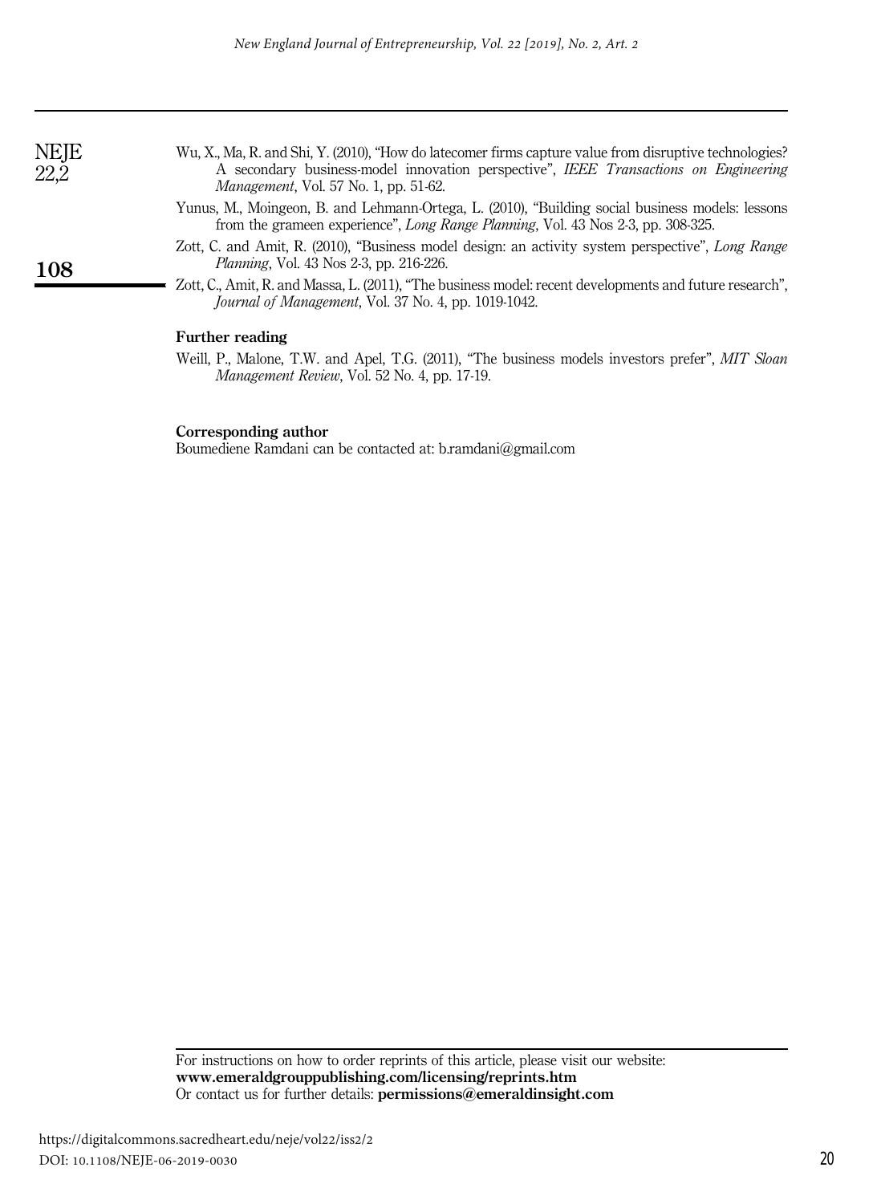Wu, X., Ma, R. and Shi, Y. (2010), "How do latecomer firms capture value from disruptive technologies? A secondary business-model innovation perspective", *IEEE Transactions on Engineering Management*, Vol. 57 No. 1, pp. 51-62.

Yunus, M., Moingeon, B. and Lehmann-Ortega, L. (2010), "Building social business models: lessons from the grameen experience", *Long Range Planning*, Vol. 43 Nos 2-3, pp. 308-325.

Zott, C. and Amit, R. (2010), "Business model design: an activity system perspective", *Long Range Planning*, Vol. 43 Nos 2-3, pp. 216-226.

Zott, C., Amit, R. and Massa, L. (2011), "The business model: recent developments and future research", *Journal of Management*, Vol. 37 No. 4, pp. 1019-1042.

### Further reading

Weill, P., Malone, T.W. and Apel, T.G. (2011), "The business models investors prefer", *MIT Sloan Management Review*, Vol. 52 No. 4, pp. 17-19.

### Corresponding author

Boumediene Ramdani can be contacted at: b.ramdani@gmail.com

For instructions on how to order reprints of this article, please visit our website:
**www.emeraldgrouppublishing.com/licensing/reprints.htm**
Or contact us for further details: **permissions@emeraldinsight.com**

https://digitalcommons.sacredheart.edu/neje/vol22/iss2/2
DOI: 10.1108/NEJE-06-2019-0030